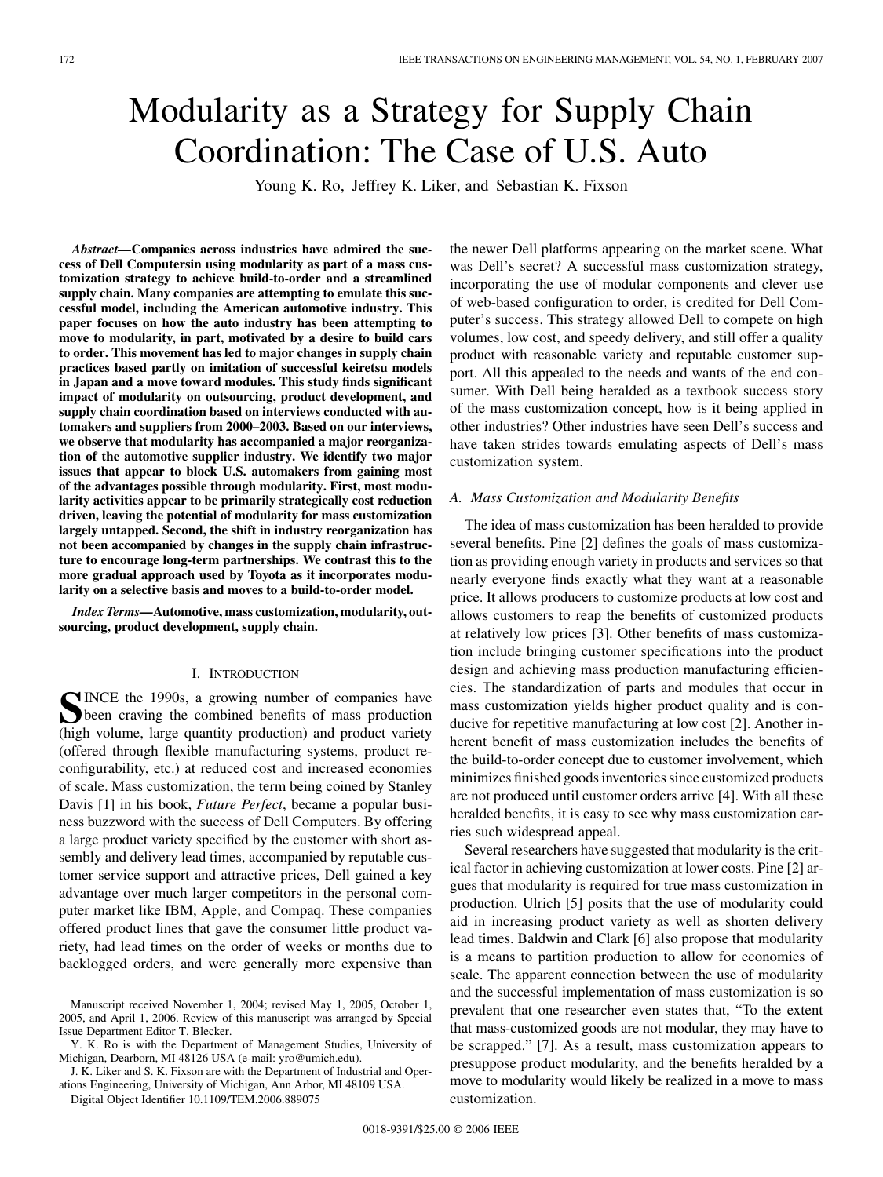# Modularity as a Strategy for Supply Chain Coordination: The Case of U.S. Auto

Young K. Ro, Jeffrey K. Liker, and Sebastian K. Fixson

***Abstract*—Companies across industries have admired the success of Dell Computersin using modularity as part of a mass customization strategy to achieve build-to-order and a streamlined supply chain. Many companies are attempting to emulate this successful model, including the American automotive industry. This paper focuses on how the auto industry has been attempting to move to modularity, in part, motivated by a desire to build cars to order. This movement has led to major changes in supply chain practices based partly on imitation of successful keiretsu models in Japan and a move toward modules. This study finds significant impact of modularity on outsourcing, product development, and supply chain coordination based on interviews conducted with automakers and suppliers from 2000–2003. Based on our interviews, we observe that modularity has accompanied a major reorganization of the automotive supplier industry. We identify two major issues that appear to block U.S. automakers from gaining most of the advantages possible through modularity. First, most modularity activities appear to be primarily strategically cost reduction driven, leaving the potential of modularity for mass customization largely untapped. Second, the shift in industry reorganization has not been accompanied by changes in the supply chain infrastructure to encourage long-term partnerships. We contrast this to the more gradual approach used by Toyota as it incorporates modularity on a selective basis and moves to a build-to-order model.**

***Index Terms*—Automotive, mass customization, modularity, outsourcing, product development, supply chain.**

## I. Introduction

Since the 1990s, a growing number of companies have been craving the combined benefits of mass production (high volume, large quantity production) and product variety (offered through flexible manufacturing systems, product reconfigurability, etc.) at reduced cost and increased economies of scale. Mass customization, the term being coined by Stanley Davis [1] in his book, *Future Perfect*, became a popular business buzzword with the success of Dell Computers. By offering a large product variety specified by the customer with short assembly and delivery lead times, accompanied by reputable customer service support and attractive prices, Dell gained a key advantage over much larger competitors in the personal computer market like IBM, Apple, and Compaq. These companies offered product lines that gave the consumer little product variety, had lead times on the order of weeks or months due to backlogged orders, and were generally more expensive than the newer Dell platforms appearing on the market scene. What was Dell's secret? A successful mass customization strategy, incorporating the use of modular components and clever use of web-based configuration to order, is credited for Dell Computer's success. This strategy allowed Dell to compete on high volumes, low cost, and speedy delivery, and still offer a quality product with reasonable variety and reputable customer support. All this appealed to the needs and wants of the end consumer. With Dell being heralded as a textbook success story of the mass customization concept, how is it being applied in other industries? Other industries have seen Dell's success and have taken strides towards emulating aspects of Dell's mass customization system.

### A. Mass Customization and Modularity Benefits

The idea of mass customization has been heralded to provide several benefits. Pine [2] defines the goals of mass customization as providing enough variety in products and services so that nearly everyone finds exactly what they want at a reasonable price. It allows producers to customize products at low cost and allows customers to reap the benefits of customized products at relatively low prices [3]. Other benefits of mass customization include bringing customer specifications into the product design and achieving mass production manufacturing efficiencies. The standardization of parts and modules that occur in mass customization yields higher product quality and is conducive for repetitive manufacturing at low cost [2]. Another inherent benefit of mass customization includes the benefits of the build-to-order concept due to customer involvement, which minimizes finished goods inventories since customized products are not produced until customer orders arrive [4]. With all these heralded benefits, it is easy to see why mass customization carries such widespread appeal.

Several researchers have suggested that modularity is the critical factor in achieving customization at lower costs. Pine [2] argues that modularity is required for true mass customization in production. Ulrich [5] posits that the use of modularity could aid in increasing product variety as well as shorten delivery lead times. Baldwin and Clark [6] also propose that modularity is a means to partition production to allow for economies of scale. The apparent connection between the use of modularity and the successful implementation of mass customization is so prevalent that one researcher even states that, "To the extent that mass-customized goods are not modular, they may have to be scrapped." [7]. As a result, mass customization appears to presuppose product modularity, and the benefits heralded by a move to modularity would likely be realized in a move to mass customization.

Manuscript received November 1, 2004; revised May 1, 2005, October 1, 2005, and April 1, 2006. Review of this manuscript was arranged by Special Issue Department Editor T. Blecker.

Y. K. Ro is with the Department of Management Studies, University of Michigan, Dearborn, MI 48126 USA (e-mail: yro@umich.edu).

J. K. Liker and S. K. Fixson are with the Department of Industrial and Operations Engineering, University of Michigan, Ann Arbor, MI 48109 USA.

Digital Object Identifier 10.1109/TEM.2006.889075

0018-9391/$25.00 © 2006 IEEE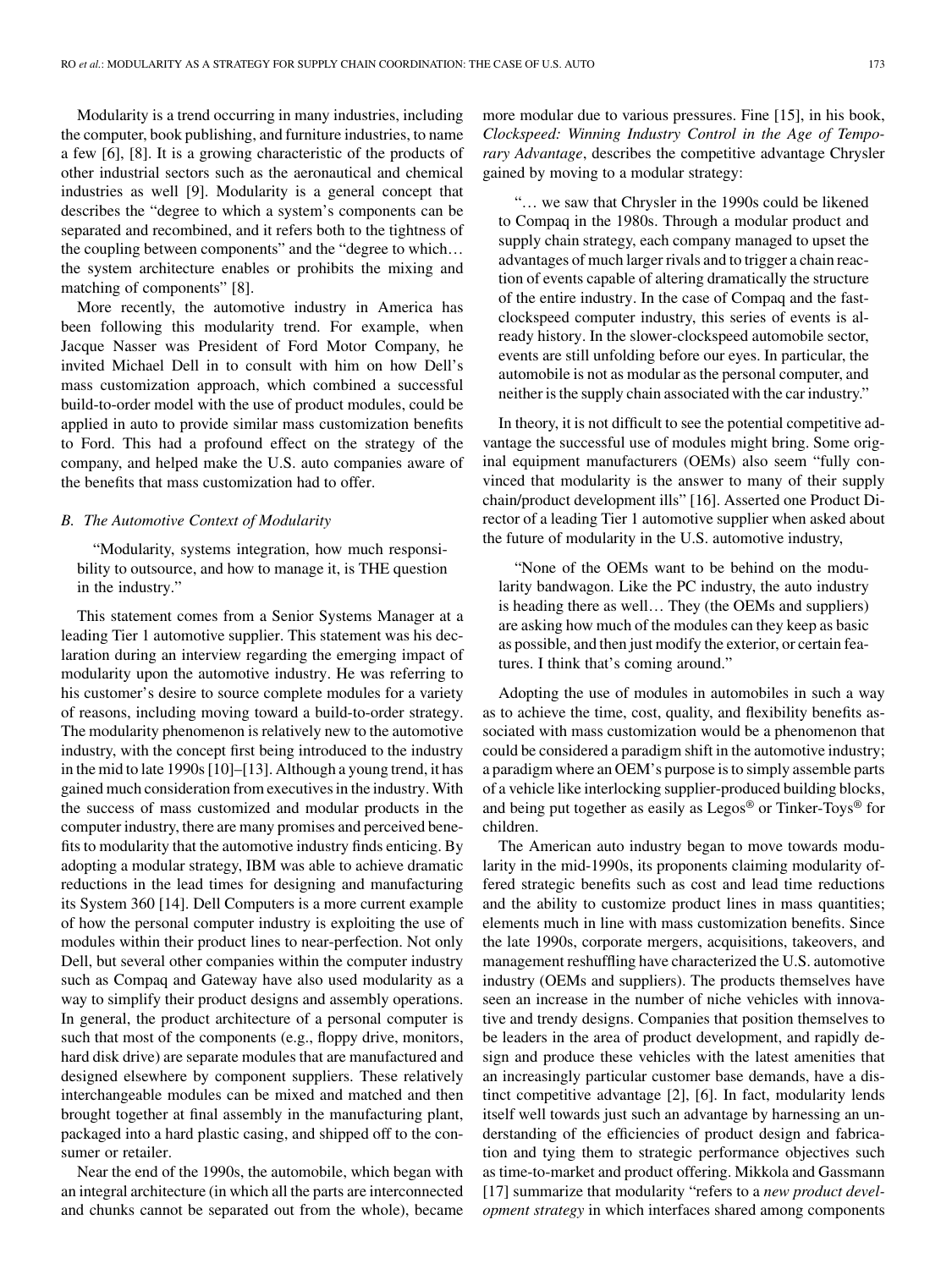Modularity is a trend occurring in many industries, including the computer, book publishing, and furniture industries, to name a few [6], [8]. It is a growing characteristic of the products of other industrial sectors such as the aeronautical and chemical industries as well [9]. Modularity is a general concept that describes the "degree to which a system's components can be separated and recombined, and it refers both to the tightness of the coupling between components" and the "degree to which… the system architecture enables or prohibits the mixing and matching of components" [8].

More recently, the automotive industry in America has been following this modularity trend. For example, when Jacque Nasser was President of Ford Motor Company, he invited Michael Dell in to consult with him on how Dell's mass customization approach, which combined a successful build-to-order model with the use of product modules, could be applied in auto to provide similar mass customization benefits to Ford. This had a profound effect on the strategy of the company, and helped make the U.S. auto companies aware of the benefits that mass customization had to offer.

### B. The Automotive Context of Modularity

> "Modularity, systems integration, how much responsibility to outsource, and how to manage it, is THE question in the industry."

This statement comes from a Senior Systems Manager at a leading Tier 1 automotive supplier. This statement was his declaration during an interview regarding the emerging impact of modularity upon the automotive industry. He was referring to his customer's desire to source complete modules for a variety of reasons, including moving toward a build-to-order strategy. The modularity phenomenon is relatively new to the automotive industry, with the concept first being introduced to the industry in the mid to late 1990s [10]–[13]. Although a young trend, it has gained much consideration from executives in the industry. With the success of mass customized and modular products in the computer industry, there are many promises and perceived benefits to modularity that the automotive industry finds enticing. By adopting a modular strategy, IBM was able to achieve dramatic reductions in the lead times for designing and manufacturing its System 360 [14]. Dell Computers is a more current example of how the personal computer industry is exploiting the use of modules within their product lines to near-perfection. Not only Dell, but several other companies within the computer industry such as Compaq and Gateway have also used modularity as a way to simplify their product designs and assembly operations. In general, the product architecture of a personal computer is such that most of the components (e.g., floppy drive, monitors, hard disk drive) are separate modules that are manufactured and designed elsewhere by component suppliers. These relatively interchangeable modules can be mixed and matched and then brought together at final assembly in the manufacturing plant, packaged into a hard plastic casing, and shipped off to the consumer or retailer.

Near the end of the 1990s, the automobile, which began with an integral architecture (in which all the parts are interconnected and chunks cannot be separated out from the whole), became more modular due to various pressures. Fine [15], in his book, *Clockspeed: Winning Industry Control in the Age of Temporary Advantage*, describes the competitive advantage Chrysler gained by moving to a modular strategy:

> "… we saw that Chrysler in the 1990s could be likened to Compaq in the 1980s. Through a modular product and supply chain strategy, each company managed to upset the advantages of much larger rivals and to trigger a chain reaction of events capable of altering dramatically the structure of the entire industry. In the case of Compaq and the fast-clockspeed computer industry, this series of events is already history. In the slower-clockspeed automobile sector, events are still unfolding before our eyes. In particular, the automobile is not as modular as the personal computer, and neither is the supply chain associated with the car industry."

In theory, it is not difficult to see the potential competitive advantage the successful use of modules might bring. Some original equipment manufacturers (OEMs) also seem "fully convinced that modularity is the answer to many of their supply chain/product development ills" [16]. Asserted one Product Director of a leading Tier 1 automotive supplier when asked about the future of modularity in the U.S. automotive industry,

> "None of the OEMs want to be behind on the modularity bandwagon. Like the PC industry, the auto industry is heading there as well… They (the OEMs and suppliers) are asking how much of the modules can they keep as basic as possible, and then just modify the exterior, or certain features. I think that's coming around."

Adopting the use of modules in automobiles in such a way as to achieve the time, cost, quality, and flexibility benefits associated with mass customization would be a phenomenon that could be considered a paradigm shift in the automotive industry; a paradigm where an OEM's purpose is to simply assemble parts of a vehicle like interlocking supplier-produced building blocks, and being put together as easily as Legos® or Tinker-Toys® for children.

The American auto industry began to move towards modularity in the mid-1990s, its proponents claiming modularity offered strategic benefits such as cost and lead time reductions and the ability to customize product lines in mass quantities; elements much in line with mass customization benefits. Since the late 1990s, corporate mergers, acquisitions, takeovers, and management reshuffling have characterized the U.S. automotive industry (OEMs and suppliers). The products themselves have seen an increase in the number of niche vehicles with innovative and trendy designs. Companies that position themselves to be leaders in the area of product development, and rapidly design and produce these vehicles with the latest amenities that an increasingly particular customer base demands, have a distinct competitive advantage [2], [6]. In fact, modularity lends itself well towards just such an advantage by harnessing an understanding of the efficiencies of product design and fabrication and tying them to strategic performance objectives such as time-to-market and product offering. Mikkola and Gassmann [17] summarize that modularity "refers to a *new product development strategy* in which interfaces shared among components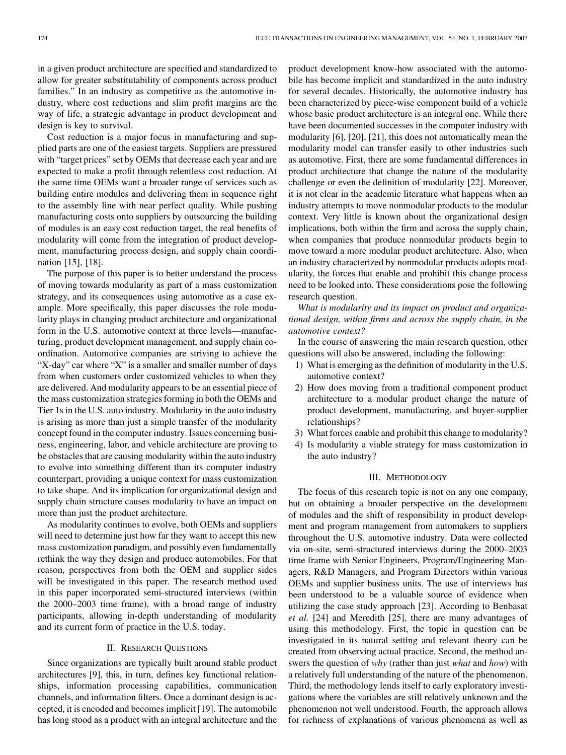in a given product architecture are specified and standardized to allow for greater substitutability of components across product families." In an industry as competitive as the automotive industry, where cost reductions and slim profit margins are the way of life, a strategic advantage in product development and design is key to survival.

Cost reduction is a major focus in manufacturing and supplied parts are one of the easiest targets. Suppliers are pressured with "target prices" set by OEMs that decrease each year and are expected to make a profit through relentless cost reduction. At the same time OEMs want a broader range of services such as building entire modules and delivering them in sequence right to the assembly line with near perfect quality. While pushing manufacturing costs onto suppliers by outsourcing the building of modules is an easy cost reduction target, the real benefits of modularity will come from the integration of product development, manufacturing process design, and supply chain coordination [15], [18].

The purpose of this paper is to better understand the process of moving towards modularity as part of a mass customization strategy, and its consequences using automotive as a case example. More specifically, this paper discusses the role modularity plays in changing product architecture and organizational form in the U.S. automotive context at three levels—manufacturing, product development management, and supply chain coordination. Automotive companies are striving to achieve the "X-day" car where "X" is a smaller and smaller number of days from when customers order customized vehicles to when they are delivered. And modularity appears to be an essential piece of the mass customization strategies forming in both the OEMs and Tier 1s in the U.S. auto industry. Modularity in the auto industry is arising as more than just a simple transfer of the modularity concept found in the computer industry. Issues concerning business, engineering, labor, and vehicle architecture are proving to be obstacles that are causing modularity within the auto industry to evolve into something different than its computer industry counterpart, providing a unique context for mass customization to take shape. And its implication for organizational design and supply chain structure causes modularity to have an impact on more than just the product architecture.

As modularity continues to evolve, both OEMs and suppliers will need to determine just how far they want to accept this new mass customization paradigm, and possibly even fundamentally rethink the way they design and produce automobiles. For that reason, perspectives from both the OEM and supplier sides will be investigated in this paper. The research method used in this paper incorporated semi-structured interviews (within the 2000–2003 time frame), with a broad range of industry participants, allowing in-depth understanding of modularity and its current form of practice in the U.S. today.

## II. Research Questions

Since organizations are typically built around stable product architectures [9], this, in turn, defines key functional relationships, information processing capabilities, communication channels, and information filters. Once a dominant design is accepted, it is encoded and becomes implicit [19]. The automobile has long stood as a product with an integral architecture and the product development know-how associated with the automobile has become implicit and standardized in the auto industry for several decades. Historically, the automotive industry has been characterized by piece-wise component build of a vehicle whose basic product architecture is an integral one. While there have been documented successes in the computer industry with modularity [6], [20], [21], this does not automatically mean the modularity model can transfer easily to other industries such as automotive. First, there are some fundamental differences in product architecture that change the nature of the modularity challenge or even the definition of modularity [22]. Moreover, it is not clear in the academic literature what happens when an industry attempts to move nonmodular products to the modular context. Very little is known about the organizational design implications, both within the firm and across the supply chain, when companies that produce nonmodular products begin to move toward a more modular product architecture. Also, when an industry characterized by nonmodular products adopts modularity, the forces that enable and prohibit this change process need to be looked into. These considerations pose the following research question.

*What is modularity and its impact on product and organizational design, within firms and across the supply chain, in the automotive context?*

In the course of answering the main research question, other questions will also be answered, including the following:

1) What is emerging as the definition of modularity in the U.S. automotive context?
2) How does moving from a traditional component product architecture to a modular product change the nature of product development, manufacturing, and buyer-supplier relationships?
3) What forces enable and prohibit this change to modularity?
4) Is modularity a viable strategy for mass customization in the auto industry?

## III. Methodology

The focus of this research topic is not on any one company, but on obtaining a broader perspective on the development of modules and the shift of responsibility in product development and program management from automakers to suppliers throughout the U.S. automotive industry. Data were collected via on-site, semi-structured interviews during the 2000–2003 time frame with Senior Engineers, Program/Engineering Managers, R&D Managers, and Program Directors within various OEMs and supplier business units. The use of interviews has been understood to be a valuable source of evidence when utilizing the case study approach [23]. According to Benbasat *et al.* [24] and Meredith [25], there are many advantages of using this methodology. First, the topic in question can be investigated in its natural setting and relevant theory can be created from observing actual practice. Second, the method answers the question of *why* (rather than just *what* and *how*) with a relatively full understanding of the nature of the phenomenon. Third, the methodology lends itself to early exploratory investigations where the variables are still relatively unknown and the phenomenon not well understood. Fourth, the approach allows for richness of explanations of various phenomena as well as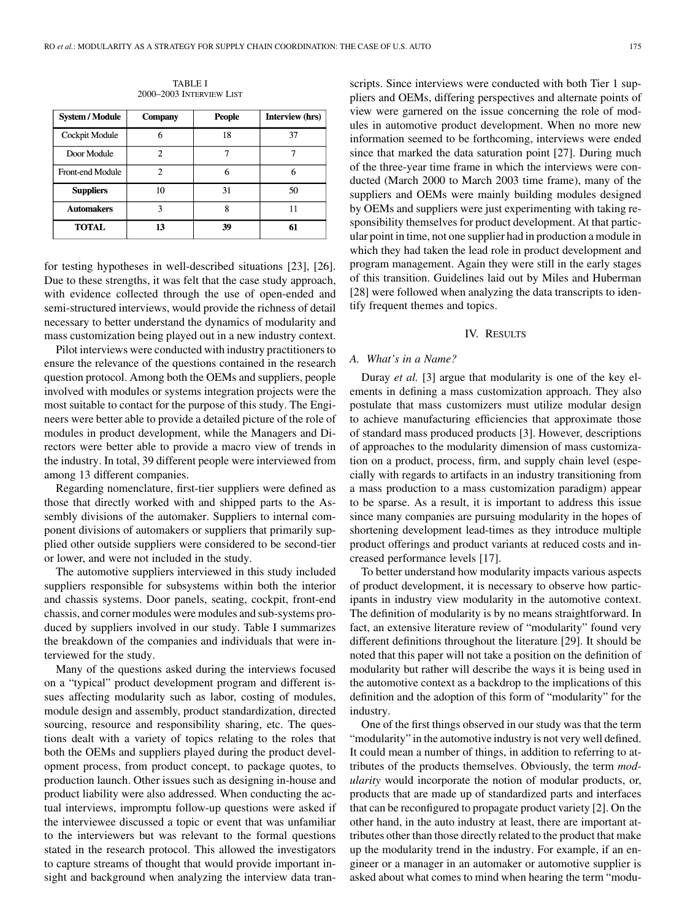TABLE I
2000–2003 INTERVIEW LIST

| System / Module | Company | People | Interview (hrs) |
|---|---|---|---|
| Cockpit Module | 6 | 18 | 37 |
| Door Module | 2 | 7 | 7 |
| Front-end Module | 2 | 6 | 6 |
| **Suppliers** | 10 | 31 | 50 |
| **Automakers** | 3 | 8 | 11 |
| **TOTAL** | **13** | **39** | **61** |

for testing hypotheses in well-described situations [23], [26]. Due to these strengths, it was felt that the case study approach, with evidence collected through the use of open-ended and semi-structured interviews, would provide the richness of detail necessary to better understand the dynamics of modularity and mass customization being played out in a new industry context.

Pilot interviews were conducted with industry practitioners to ensure the relevance of the questions contained in the research question protocol. Among both the OEMs and suppliers, people involved with modules or systems integration projects were the most suitable to contact for the purpose of this study. The Engineers were better able to provide a detailed picture of the role of modules in product development, while the Managers and Directors were better able to provide a macro view of trends in the industry. In total, 39 different people were interviewed from among 13 different companies.

Regarding nomenclature, first-tier suppliers were defined as those that directly worked with and shipped parts to the Assembly divisions of the automaker. Suppliers to internal component divisions of automakers or suppliers that primarily supplied other outside suppliers were considered to be second-tier or lower, and were not included in the study.

The automotive suppliers interviewed in this study included suppliers responsible for subsystems within both the interior and chassis systems. Door panels, seating, cockpit, front-end chassis, and corner modules were modules and sub-systems produced by suppliers involved in our study. Table I summarizes the breakdown of the companies and individuals that were interviewed for the study.

Many of the questions asked during the interviews focused on a "typical" product development program and different issues affecting modularity such as labor, costing of modules, module design and assembly, product standardization, directed sourcing, resource and responsibility sharing, etc. The questions dealt with a variety of topics relating to the roles that both the OEMs and suppliers played during the product development process, from product concept, to package quotes, to production launch. Other issues such as designing in-house and product liability were also addressed. When conducting the actual interviews, impromptu follow-up questions were asked if the interviewee discussed a topic or event that was unfamiliar to the interviewers but was relevant to the formal questions stated in the research protocol. This allowed the investigators to capture streams of thought that would provide important insight and background when analyzing the interview data transcripts. Since interviews were conducted with both Tier 1 suppliers and OEMs, differing perspectives and alternate points of view were garnered on the issue concerning the role of modules in automotive product development. When no more new information seemed to be forthcoming, interviews were ended since that marked the data saturation point [27]. During much of the three-year time frame in which the interviews were conducted (March 2000 to March 2003 time frame), many of the suppliers and OEMs were mainly building modules designed by OEMs and suppliers were just experimenting with taking responsibility themselves for product development. At that particular point in time, not one supplier had in production a module in which they had taken the lead role in product development and program management. Again they were still in the early stages of this transition. Guidelines laid out by Miles and Huberman [28] were followed when analyzing the data transcripts to identify frequent themes and topics.

## IV. RESULTS

### A. What's in a Name?

Duray *et al.* [3] argue that modularity is one of the key elements in defining a mass customization approach. They also postulate that mass customizers must utilize modular design to achieve manufacturing efficiencies that approximate those of standard mass produced products [3]. However, descriptions of approaches to the modularity dimension of mass customization on a product, process, firm, and supply chain level (especially with regards to artifacts in an industry transitioning from a mass production to a mass customization paradigm) appear to be sparse. As a result, it is important to address this issue since many companies are pursuing modularity in the hopes of shortening development lead-times as they introduce multiple product offerings and product variants at reduced costs and increased performance levels [17].

To better understand how modularity impacts various aspects of product development, it is necessary to observe how participants in industry view modularity in the automotive context. The definition of modularity is by no means straightforward. In fact, an extensive literature review of "modularity" found very different definitions throughout the literature [29]. It should be noted that this paper will not take a position on the definition of modularity but rather will describe the ways it is being used in the automotive context as a backdrop to the implications of this definition and the adoption of this form of "modularity" for the industry.

One of the first things observed in our study was that the term "modularity" in the automotive industry is not very well defined. It could mean a number of things, in addition to referring to attributes of the products themselves. Obviously, the term *modularity* would incorporate the notion of modular products, or, products that are made up of standardized parts and interfaces that can be reconfigured to propagate product variety [2]. On the other hand, in the auto industry at least, there are important attributes other than those directly related to the product that make up the modularity trend in the industry. For example, if an engineer or a manager in an automaker or automotive supplier is asked about what comes to mind when hearing the term "modu-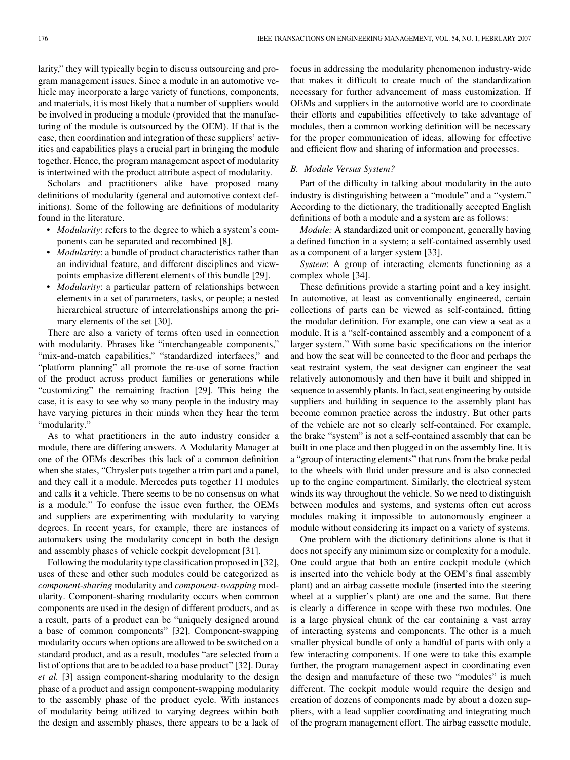larity," they will typically begin to discuss outsourcing and program management issues. Since a module in an automotive vehicle may incorporate a large variety of functions, components, and materials, it is most likely that a number of suppliers would be involved in producing a module (provided that the manufacturing of the module is outsourced by the OEM). If that is the case, then coordination and integration of these suppliers' activities and capabilities plays a crucial part in bringing the module together. Hence, the program management aspect of modularity is intertwined with the product attribute aspect of modularity.

Scholars and practitioners alike have proposed many definitions of modularity (general and automotive context definitions). Some of the following are definitions of modularity found in the literature.

- *Modularity*: refers to the degree to which a system's components can be separated and recombined [8].
- *Modularity*: a bundle of product characteristics rather than an individual feature, and different disciplines and viewpoints emphasize different elements of this bundle [29].
- *Modularity*: a particular pattern of relationships between elements in a set of parameters, tasks, or people; a nested hierarchical structure of interrelationships among the primary elements of the set [30].

There are also a variety of terms often used in connection with modularity. Phrases like "interchangeable components," "mix-and-match capabilities," "standardized interfaces," and "platform planning" all promote the re-use of some fraction of the product across product families or generations while "customizing" the remaining fraction [29]. This being the case, it is easy to see why so many people in the industry may have varying pictures in their minds when they hear the term "modularity."

As to what practitioners in the auto industry consider a module, there are differing answers. A Modularity Manager at one of the OEMs describes this lack of a common definition when she states, "Chrysler puts together a trim part and a panel, and they call it a module. Mercedes puts together 11 modules and calls it a vehicle. There seems to be no consensus on what is a module." To confuse the issue even further, the OEMs and suppliers are experimenting with modularity to varying degrees. In recent years, for example, there are instances of automakers using the modularity concept in both the design and assembly phases of vehicle cockpit development [31].

Following the modularity type classification proposed in [32], uses of these and other such modules could be categorized as *component-sharing* modularity and *component-swapping* modularity. Component-sharing modularity occurs when common components are used in the design of different products, and as a result, parts of a product can be "uniquely designed around a base of common components" [32]. Component-swapping modularity occurs when options are allowed to be switched on a standard product, and as a result, modules "are selected from a list of options that are to be added to a base product" [32]. Duray *et al.* [3] assign component-sharing modularity to the design phase of a product and assign component-swapping modularity to the assembly phase of the product cycle. With instances of modularity being utilized to varying degrees within both the design and assembly phases, there appears to be a lack of focus in addressing the modularity phenomenon industry-wide that makes it difficult to create much of the standardization necessary for further advancement of mass customization. If OEMs and suppliers in the automotive world are to coordinate their efforts and capabilities effectively to take advantage of modules, then a common working definition will be necessary for the proper communication of ideas, allowing for effective and efficient flow and sharing of information and processes.

### B. Module Versus System?

Part of the difficulty in talking about modularity in the auto industry is distinguishing between a "module" and a "system." According to the dictionary, the traditionally accepted English definitions of both a module and a system are as follows:

*Module:* A standardized unit or component, generally having a defined function in a system; a self-contained assembly used as a component of a larger system [33].

*System*: A group of interacting elements functioning as a complex whole [34].

These definitions provide a starting point and a key insight. In automotive, at least as conventionally engineered, certain collections of parts can be viewed as self-contained, fitting the modular definition. For example, one can view a seat as a module. It is a "self-contained assembly and a component of a larger system." With some basic specifications on the interior and how the seat will be connected to the floor and perhaps the seat restraint system, the seat designer can engineer the seat relatively autonomously and then have it built and shipped in sequence to assembly plants. In fact, seat engineering by outside suppliers and building in sequence to the assembly plant has become common practice across the industry. But other parts of the vehicle are not so clearly self-contained. For example, the brake "system" is not a self-contained assembly that can be built in one place and then plugged in on the assembly line. It is a "group of interacting elements" that runs from the brake pedal to the wheels with fluid under pressure and is also connected up to the engine compartment. Similarly, the electrical system winds its way throughout the vehicle. So we need to distinguish between modules and systems, and systems often cut across modules making it impossible to autonomously engineer a module without considering its impact on a variety of systems.

One problem with the dictionary definitions alone is that it does not specify any minimum size or complexity for a module. One could argue that both an entire cockpit module (which is inserted into the vehicle body at the OEM's final assembly plant) and an airbag cassette module (inserted into the steering wheel at a supplier's plant) are one and the same. But there is clearly a difference in scope with these two modules. One is a large physical chunk of the car containing a vast array of interacting systems and components. The other is a much smaller physical bundle of only a handful of parts with only a few interacting components. If one were to take this example further, the program management aspect in coordinating even the design and manufacture of these two "modules" is much different. The cockpit module would require the design and creation of dozens of components made by about a dozen suppliers, with a lead supplier coordinating and integrating much of the program management effort. The airbag cassette module,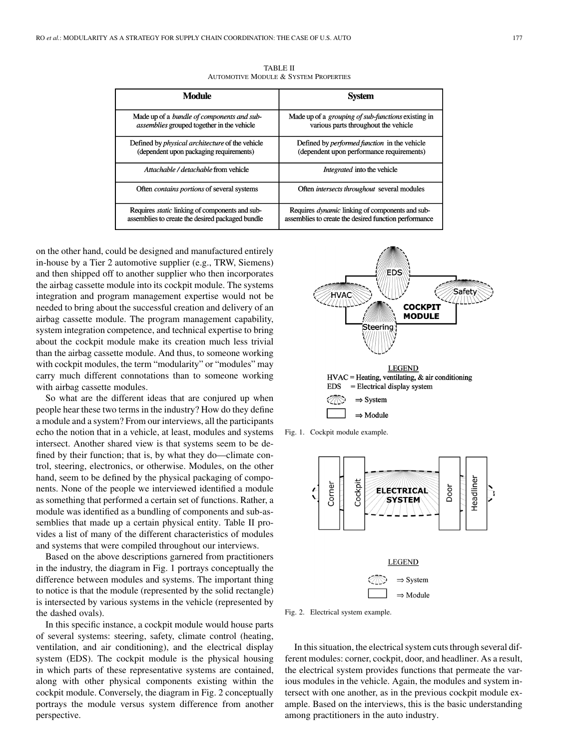TABLE II
AUTOMOTIVE MODULE & SYSTEM PROPERTIES

| Module | System |
|---|---|
| Made up of a *bundle of components and sub-assemblies* grouped together in the vehicle | Made up of a *grouping of sub-functions* existing in various parts throughout the vehicle |
| Defined by *physical architecture* of the vehicle (dependent upon packaging requirements) | Defined by *performed function* in the vehicle (dependent upon performance requirements) |
| *Attachable / detachable* from vehicle | *Integrated* into the vehicle |
| Often *contains portions* of several systems | Often *intersects throughout* several modules |
| Requires *static* linking of components and sub-assemblies to create the desired packaged bundle | Requires *dynamic* linking of components and sub-assemblies to create the desired function performance |

on the other hand, could be designed and manufactured entirely in-house by a Tier 2 automotive supplier (e.g., TRW, Siemens) and then shipped off to another supplier who then incorporates the airbag cassette module into its cockpit module. The systems integration and program management expertise would not be needed to bring about the successful creation and delivery of an airbag cassette module. The program management capability, system integration competence, and technical expertise to bring about the cockpit module make its creation much less trivial than the airbag cassette module. And thus, to someone working with cockpit modules, the term "modularity" or "modules" may carry much different connotations than to someone working with airbag cassette modules.

So what are the different ideas that are conjured up when people hear these two terms in the industry? How do they define a module and a system? From our interviews, all the participants echo the notion that in a vehicle, at least, modules and systems intersect. Another shared view is that systems seem to be defined by their function; that is, by what they do—climate control, steering, electronics, or otherwise. Modules, on the other hand, seem to be defined by the physical packaging of components. None of the people we interviewed identified a module as something that performed a certain set of functions. Rather, a module was identified as a bundling of components and sub-assemblies that made up a certain physical entity. Table II provides a list of many of the different characteristics of modules and systems that were compiled throughout our interviews.

Based on the above descriptions garnered from practitioners in the industry, the diagram in Fig. 1 portrays conceptually the difference between modules and systems. The important thing to notice is that the module (represented by the solid rectangle) is intersected by various systems in the vehicle (represented by the dashed ovals).

In this specific instance, a cockpit module would house parts of several systems: steering, safety, climate control (heating, ventilation, and air conditioning), and the electrical display system (EDS). The cockpit module is the physical housing in which parts of these representative systems are contained, along with other physical components existing within the cockpit module. Conversely, the diagram in Fig. 2 conceptually portrays the module versus system difference from another perspective.

EDS
HVAC
Safety
COCKPIT MODULE
Steering

LEGEND
HVAC = Heating, ventilating, & air conditioning
EDS = Electrical display system
⇒ System
⇒ Module

Fig. 1. Cockpit module example.

Corner
Cockpit
ELECTRICAL SYSTEM
Door
Headliner

LEGEND
⇒ System
⇒ Module

Fig. 2. Electrical system example.

In this situation, the electrical system cuts through several different modules: corner, cockpit, door, and headliner. As a result, the electrical system provides functions that permeate the various modules in the vehicle. Again, the modules and system intersect with one another, as in the previous cockpit module example. Based on the interviews, this is the basic understanding among practitioners in the auto industry.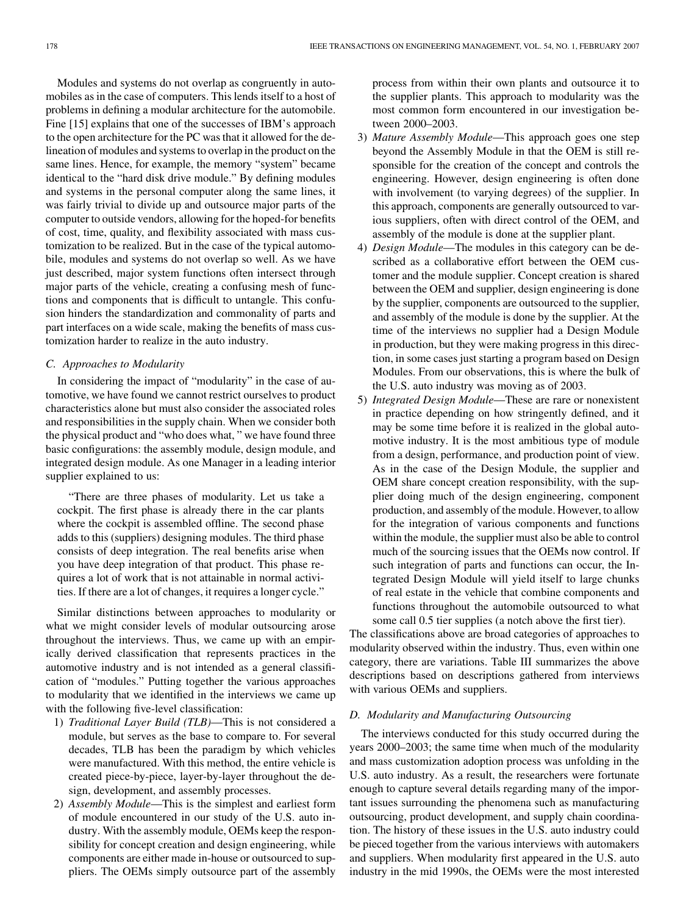Modules and systems do not overlap as congruently in automobiles as in the case of computers. This lends itself to a host of problems in defining a modular architecture for the automobile. Fine [15] explains that one of the successes of IBM's approach to the open architecture for the PC was that it allowed for the delineation of modules and systems to overlap in the product on the same lines. Hence, for example, the memory "system" became identical to the "hard disk drive module." By defining modules and systems in the personal computer along the same lines, it was fairly trivial to divide up and outsource major parts of the computer to outside vendors, allowing for the hoped-for benefits of cost, time, quality, and flexibility associated with mass customization to be realized. But in the case of the typical automobile, modules and systems do not overlap so well. As we have just described, major system functions often intersect through major parts of the vehicle, creating a confusing mesh of functions and components that is difficult to untangle. This confusion hinders the standardization and commonality of parts and part interfaces on a wide scale, making the benefits of mass customization harder to realize in the auto industry.

### C. Approaches to Modularity

In considering the impact of "modularity" in the case of automotive, we have found we cannot restrict ourselves to product characteristics alone but must also consider the associated roles and responsibilities in the supply chain. When we consider both the physical product and "who does what, " we have found three basic configurations: the assembly module, design module, and integrated design module. As one Manager in a leading interior supplier explained to us:

> "There are three phases of modularity. Let us take a cockpit. The first phase is already there in the car plants where the cockpit is assembled offline. The second phase adds to this (suppliers) designing modules. The third phase consists of deep integration. The real benefits arise when you have deep integration of that product. This phase requires a lot of work that is not attainable in normal activities. If there are a lot of changes, it requires a longer cycle."

Similar distinctions between approaches to modularity or what we might consider levels of modular outsourcing arose throughout the interviews. Thus, we came up with an empirically derived classification that represents practices in the automotive industry and is not intended as a general classification of "modules." Putting together the various approaches to modularity that we identified in the interviews we came up with the following five-level classification:

1) *Traditional Layer Build (TLB)*—This is not considered a module, but serves as the base to compare to. For several decades, TLB has been the paradigm by which vehicles were manufactured. With this method, the entire vehicle is created piece-by-piece, layer-by-layer throughout the design, development, and assembly processes.
2) *Assembly Module*—This is the simplest and earliest form of module encountered in our study of the U.S. auto industry. With the assembly module, OEMs keep the responsibility for concept creation and design engineering, while components are either made in-house or outsourced to suppliers. The OEMs simply outsource part of the assembly process from within their own plants and outsource it to the supplier plants. This approach to modularity was the most common form encountered in our investigation between 2000–2003.
3) *Mature Assembly Module*—This approach goes one step beyond the Assembly Module in that the OEM is still responsible for the creation of the concept and controls the engineering. However, design engineering is often done with involvement (to varying degrees) of the supplier. In this approach, components are generally outsourced to various suppliers, often with direct control of the OEM, and assembly of the module is done at the supplier plant.
4) *Design Module*—The modules in this category can be described as a collaborative effort between the OEM customer and the module supplier. Concept creation is shared between the OEM and supplier, design engineering is done by the supplier, components are outsourced to the supplier, and assembly of the module is done by the supplier. At the time of the interviews no supplier had a Design Module in production, but they were making progress in this direction, in some cases just starting a program based on Design Modules. From our observations, this is where the bulk of the U.S. auto industry was moving as of 2003.
5) *Integrated Design Module*—These are rare or nonexistent in practice depending on how stringently defined, and it may be some time before it is realized in the global automotive industry. It is the most ambitious type of module from a design, performance, and production point of view. As in the case of the Design Module, the supplier and OEM share concept creation responsibility, with the supplier doing much of the design engineering, component production, and assembly of the module. However, to allow for the integration of various components and functions within the module, the supplier must also be able to control much of the sourcing issues that the OEMs now control. If such integration of parts and functions can occur, the Integrated Design Module will yield itself to large chunks of real estate in the vehicle that combine components and functions throughout the automobile outsourced to what some call 0.5 tier supplies (a notch above the first tier).

The classifications above are broad categories of approaches to modularity observed within the industry. Thus, even within one category, there are variations. Table III summarizes the above descriptions based on descriptions gathered from interviews with various OEMs and suppliers.

### D. Modularity and Manufacturing Outsourcing

The interviews conducted for this study occurred during the years 2000–2003; the same time when much of the modularity and mass customization adoption process was unfolding in the U.S. auto industry. As a result, the researchers were fortunate enough to capture several details regarding many of the important issues surrounding the phenomena such as manufacturing outsourcing, product development, and supply chain coordination. The history of these issues in the U.S. auto industry could be pieced together from the various interviews with automakers and suppliers. When modularity first appeared in the U.S. auto industry in the mid 1990s, the OEMs were the most interested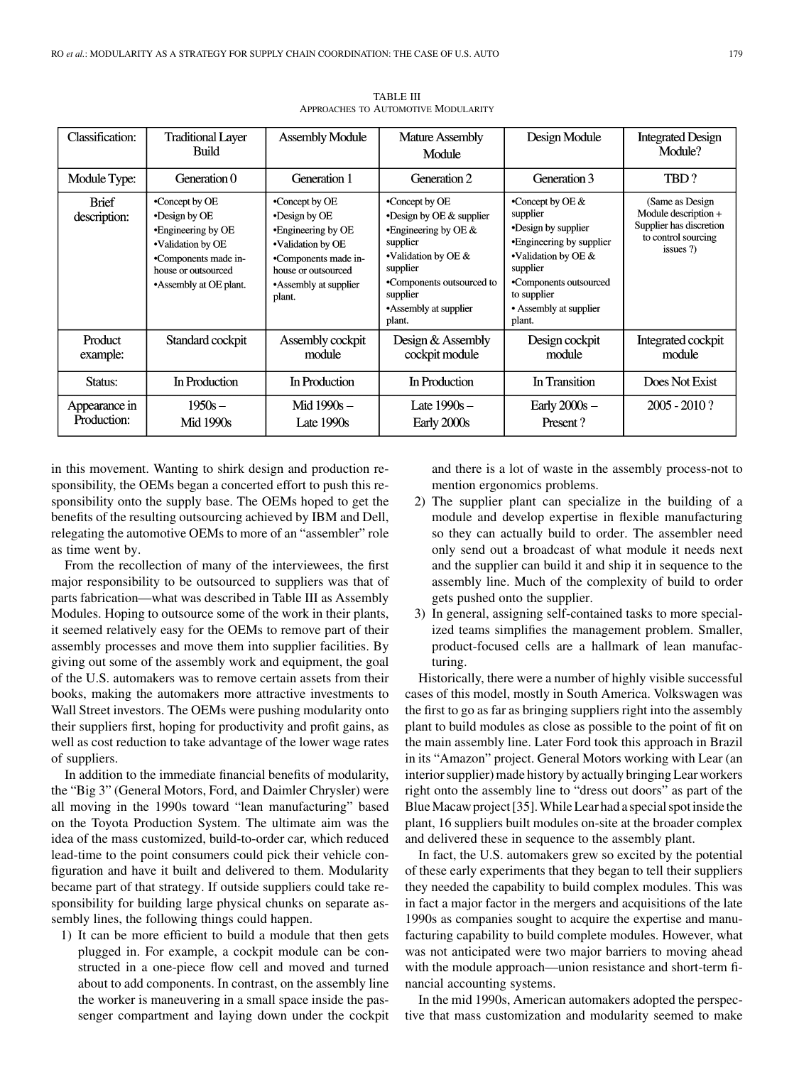TABLE III

APPROACHES TO AUTOMOTIVE MODULARITY

| Classification: | Traditional Layer Build | Assembly Module | Mature Assembly Module | Design Module | Integrated Design Module? |
|---|---|---|---|---|---|
| Module Type: | Generation 0 | Generation 1 | Generation 2 | Generation 3 | TBD ? |
| Brief description: | •Concept by OE •Design by OE •Engineering by OE •Validation by OE •Components made in-house or outsourced •Assembly at OE plant. | •Concept by OE •Design by OE •Engineering by OE •Validation by OE •Components made in-house or outsourced •Assembly at supplier plant. | •Concept by OE •Design by OE & supplier •Engineering by OE & supplier •Validation by OE & supplier •Components outsourced to supplier •Assembly at supplier plant. | •Concept by OE & supplier •Design by supplier •Engineering by supplier •Validation by OE & supplier •Components outsourced to supplier • Assembly at supplier plant. | (Same as Design Module description + Supplier has discretion to control sourcing issues ?) |
| Product example: | Standard cockpit | Assembly cockpit module | Design & Assembly cockpit module | Design cockpit module | Integrated cockpit module |
| Status: | In Production | In Production | In Production | In Transition | Does Not Exist |
| Appearance in Production: | 1950s – Mid 1990s | Mid 1990s – Late 1990s | Late 1990s – Early 2000s | Early 2000s – Present ? | 2005 - 2010 ? |

in this movement. Wanting to shirk design and production responsibility, the OEMs began a concerted effort to push this responsibility onto the supply base. The OEMs hoped to get the benefits of the resulting outsourcing achieved by IBM and Dell, relegating the automotive OEMs to more of an "assembler" role as time went by.

From the recollection of many of the interviewees, the first major responsibility to be outsourced to suppliers was that of parts fabrication—what was described in Table III as Assembly Modules. Hoping to outsource some of the work in their plants, it seemed relatively easy for the OEMs to remove part of their assembly processes and move them into supplier facilities. By giving out some of the assembly work and equipment, the goal of the U.S. automakers was to remove certain assets from their books, making the automakers more attractive investments to Wall Street investors. The OEMs were pushing modularity onto their suppliers first, hoping for productivity and profit gains, as well as cost reduction to take advantage of the lower wage rates of suppliers.

In addition to the immediate financial benefits of modularity, the "Big 3" (General Motors, Ford, and Daimler Chrysler) were all moving in the 1990s toward "lean manufacturing" based on the Toyota Production System. The ultimate aim was the idea of the mass customized, build-to-order car, which reduced lead-time to the point consumers could pick their vehicle configuration and have it built and delivered to them. Modularity became part of that strategy. If outside suppliers could take responsibility for building large physical chunks on separate assembly lines, the following things could happen.

1) It can be more efficient to build a module that then gets plugged in. For example, a cockpit module can be constructed in a one-piece flow cell and moved and turned about to add components. In contrast, on the assembly line the worker is maneuvering in a small space inside the passenger compartment and laying down under the cockpit and there is a lot of waste in the assembly process-not to mention ergonomics problems.
2) The supplier plant can specialize in the building of a module and develop expertise in flexible manufacturing so they can actually build to order. The assembler need only send out a broadcast of what module it needs next and the supplier can build it and ship it in sequence to the assembly line. Much of the complexity of build to order gets pushed onto the supplier.
3) In general, assigning self-contained tasks to more specialized teams simplifies the management problem. Smaller, product-focused cells are a hallmark of lean manufacturing.

Historically, there were a number of highly visible successful cases of this model, mostly in South America. Volkswagen was the first to go as far as bringing suppliers right into the assembly plant to build modules as close as possible to the point of fit on the main assembly line. Later Ford took this approach in Brazil in its "Amazon" project. General Motors working with Lear (an interior supplier) made history by actually bringing Lear workers right onto the assembly line to "dress out doors" as part of the Blue Macaw project [35]. While Lear had a special spot inside the plant, 16 suppliers built modules on-site at the broader complex and delivered these in sequence to the assembly plant.

In fact, the U.S. automakers grew so excited by the potential of these early experiments that they began to tell their suppliers they needed the capability to build complex modules. This was in fact a major factor in the mergers and acquisitions of the late 1990s as companies sought to acquire the expertise and manufacturing capability to build complete modules. However, what was not anticipated were two major barriers to moving ahead with the module approach—union resistance and short-term financial accounting systems.

In the mid 1990s, American automakers adopted the perspective that mass customization and modularity seemed to make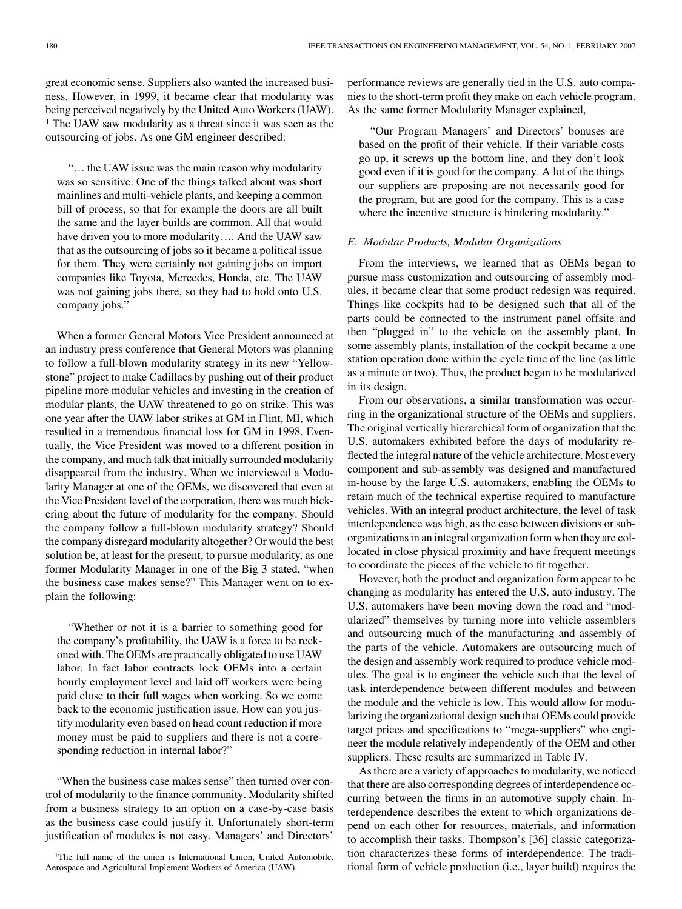great economic sense. Suppliers also wanted the increased business. However, in 1999, it became clear that modularity was being perceived negatively by the United Auto Workers (UAW).[1] The UAW saw modularity as a threat since it was seen as the outsourcing of jobs. As one GM engineer described:

> "… the UAW issue was the main reason why modularity was so sensitive. One of the things talked about was short mainlines and multi-vehicle plants, and keeping a common bill of process, so that for example the doors are all built the same and the layer builds are common. All that would have driven you to more modularity…. And the UAW saw that as the outsourcing of jobs so it became a political issue for them. They were certainly not gaining jobs on import companies like Toyota, Mercedes, Honda, etc. The UAW was not gaining jobs there, so they had to hold onto U.S. company jobs."

When a former General Motors Vice President announced at an industry press conference that General Motors was planning to follow a full-blown modularity strategy in its new "Yellowstone" project to make Cadillacs by pushing out of their product pipeline more modular vehicles and investing in the creation of modular plants, the UAW threatened to go on strike. This was one year after the UAW labor strikes at GM in Flint, MI, which resulted in a tremendous financial loss for GM in 1998. Eventually, the Vice President was moved to a different position in the company, and much talk that initially surrounded modularity disappeared from the industry. When we interviewed a Modularity Manager at one of the OEMs, we discovered that even at the Vice President level of the corporation, there was much bickering about the future of modularity for the company. Should the company follow a full-blown modularity strategy? Should the company disregard modularity altogether? Or would the best solution be, at least for the present, to pursue modularity, as one former Modularity Manager in one of the Big 3 stated, "when the business case makes sense?" This Manager went on to explain the following:

> "Whether or not it is a barrier to something good for the company's profitability, the UAW is a force to be reckoned with. The OEMs are practically obligated to use UAW labor. In fact labor contracts lock OEMs into a certain hourly employment level and laid off workers were being paid close to their full wages when working. So we come back to the economic justification issue. How can you justify modularity even based on head count reduction if more money must be paid to suppliers and there is not a corresponding reduction in internal labor?"

"When the business case makes sense" then turned over control of modularity to the finance community. Modularity shifted from a business strategy to an option on a case-by-case basis as the business case could justify it. Unfortunately short-term justification of modules is not easy. Managers' and Directors' performance reviews are generally tied in the U.S. auto companies to the short-term profit they make on each vehicle program. As the same former Modularity Manager explained,

> "Our Program Managers' and Directors' bonuses are based on the profit of their vehicle. If their variable costs go up, it screws up the bottom line, and they don't look good even if it is good for the company. A lot of the things our suppliers are proposing are not necessarily good for the program, but are good for the company. This is a case where the incentive structure is hindering modularity."

### E. Modular Products, Modular Organizations

From the interviews, we learned that as OEMs began to pursue mass customization and outsourcing of assembly modules, it became clear that some product redesign was required. Things like cockpits had to be designed such that all of the parts could be connected to the instrument panel offsite and then "plugged in" to the vehicle on the assembly plant. In some assembly plants, installation of the cockpit became a one station operation done within the cycle time of the line (as little as a minute or two). Thus, the product began to be modularized in its design.

From our observations, a similar transformation was occurring in the organizational structure of the OEMs and suppliers. The original vertically hierarchical form of organization that the U.S. automakers exhibited before the days of modularity reflected the integral nature of the vehicle architecture. Most every component and sub-assembly was designed and manufactured in-house by the large U.S. automakers, enabling the OEMs to retain much of the technical expertise required to manufacture vehicles. With an integral product architecture, the level of task interdependence was high, as the case between divisions or sub-organizations in an integral organization form when they are collocated in close physical proximity and have frequent meetings to coordinate the pieces of the vehicle to fit together.

However, both the product and organization form appear to be changing as modularity has entered the U.S. auto industry. The U.S. automakers have been moving down the road and "modularized" themselves by turning more into vehicle assemblers and outsourcing much of the manufacturing and assembly of the parts of the vehicle. Automakers are outsourcing much of the design and assembly work required to produce vehicle modules. The goal is to engineer the vehicle such that the level of task interdependence between different modules and between the module and the vehicle is low. This would allow for modularizing the organizational design such that OEMs could provide target prices and specifications to "mega-suppliers" who engineer the module relatively independently of the OEM and other suppliers. These results are summarized in Table IV.

As there are a variety of approaches to modularity, we noticed that there are also corresponding degrees of interdependence occurring between the firms in an automotive supply chain. Interdependence describes the extent to which organizations depend on each other for resources, materials, and information to accomplish their tasks. Thompson's [36] classic categorization characterizes these forms of interdependence. The traditional form of vehicle production (i.e., layer build) requires the

[1] The full name of the union is International Union, United Automobile, Aerospace and Agricultural Implement Workers of America (UAW).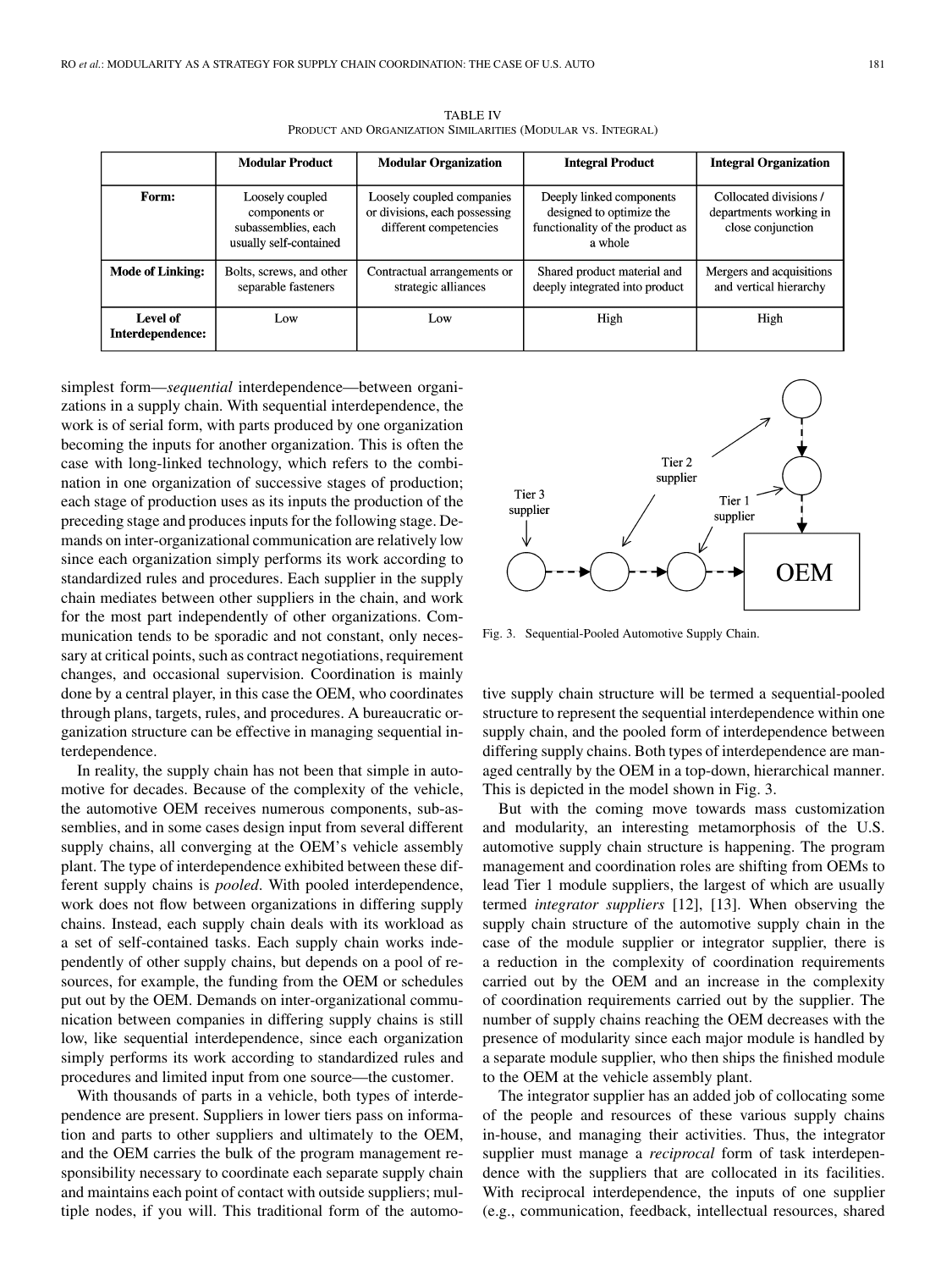TABLE IV
PRODUCT AND ORGANIZATION SIMILARITIES (MODULAR VS. INTEGRAL)

| | Modular Product | Modular Organization | Integral Product | Integral Organization |
|---|---|---|---|---|
| **Form:** | Loosely coupled components or subassemblies, each usually self-contained | Loosely coupled companies or divisions, each possessing different competencies | Deeply linked components designed to optimize the functionality of the product as a whole | Collocated divisions / departments working in close conjunction |
| **Mode of Linking:** | Bolts, screws, and other separable fasteners | Contractual arrangements or strategic alliances | Shared product material and deeply integrated into product | Mergers and acquisitions and vertical hierarchy |
| **Level of Interdependence:** | Low | Low | High | High |

simplest form—*sequential* interdependence—between organizations in a supply chain. With sequential interdependence, the work is of serial form, with parts produced by one organization becoming the inputs for another organization. This is often the case with long-linked technology, which refers to the combination in one organization of successive stages of production; each stage of production uses as its inputs the production of the preceding stage and produces inputs for the following stage. Demands on inter-organizational communication are relatively low since each organization simply performs its work according to standardized rules and procedures. Each supplier in the supply chain mediates between other suppliers in the chain, and work for the most part independently of other organizations. Communication tends to be sporadic and not constant, only necessary at critical points, such as contract negotiations, requirement changes, and occasional supervision. Coordination is mainly done by a central player, in this case the OEM, who coordinates through plans, targets, rules, and procedures. A bureaucratic organization structure can be effective in managing sequential interdependence.

In reality, the supply chain has not been that simple in automotive for decades. Because of the complexity of the vehicle, the automotive OEM receives numerous components, sub-assemblies, and in some cases design input from several different supply chains, all converging at the OEM's vehicle assembly plant. The type of interdependence exhibited between these different supply chains is *pooled*. With pooled interdependence, work does not flow between organizations in differing supply chains. Instead, each supply chain deals with its workload as a set of self-contained tasks. Each supply chain works independently of other supply chains, but depends on a pool of resources, for example, the funding from the OEM or schedules put out by the OEM. Demands on inter-organizational communication between companies in differing supply chains is still low, like sequential interdependence, since each organization simply performs its work according to standardized rules and procedures and limited input from one source—the customer.

With thousands of parts in a vehicle, both types of interdependence are present. Suppliers in lower tiers pass on information and parts to other suppliers and ultimately to the OEM, and the OEM carries the bulk of the program management responsibility necessary to coordinate each separate supply chain and maintains each point of contact with outside suppliers; multiple nodes, if you will. This traditional form of the automotive supply chain structure will be termed a sequential-pooled structure to represent the sequential interdependence within one supply chain, and the pooled form of interdependence between differing supply chains. Both types of interdependence are managed centrally by the OEM in a top-down, hierarchical manner. This is depicted in the model shown in Fig. 3.

Fig. 3. Sequential-Pooled Automotive Supply Chain.

But with the coming move towards mass customization and modularity, an interesting metamorphosis of the U.S. automotive supply chain structure is happening. The program management and coordination roles are shifting from OEMs to lead Tier 1 module suppliers, the largest of which are usually termed *integrator suppliers* [12], [13]. When observing the supply chain structure of the automotive supply chain in the case of the module supplier or integrator supplier, there is a reduction in the complexity of coordination requirements carried out by the OEM and an increase in the complexity of coordination requirements carried out by the supplier. The number of supply chains reaching the OEM decreases with the presence of modularity since each major module is handled by a separate module supplier, who then ships the finished module to the OEM at the vehicle assembly plant.

The integrator supplier has an added job of collocating some of the people and resources of these various supply chains in-house, and managing their activities. Thus, the integrator supplier must manage a *reciprocal* form of task interdependence with the suppliers that are collocated in its facilities. With reciprocal interdependence, the inputs of one supplier (e.g., communication, feedback, intellectual resources, shared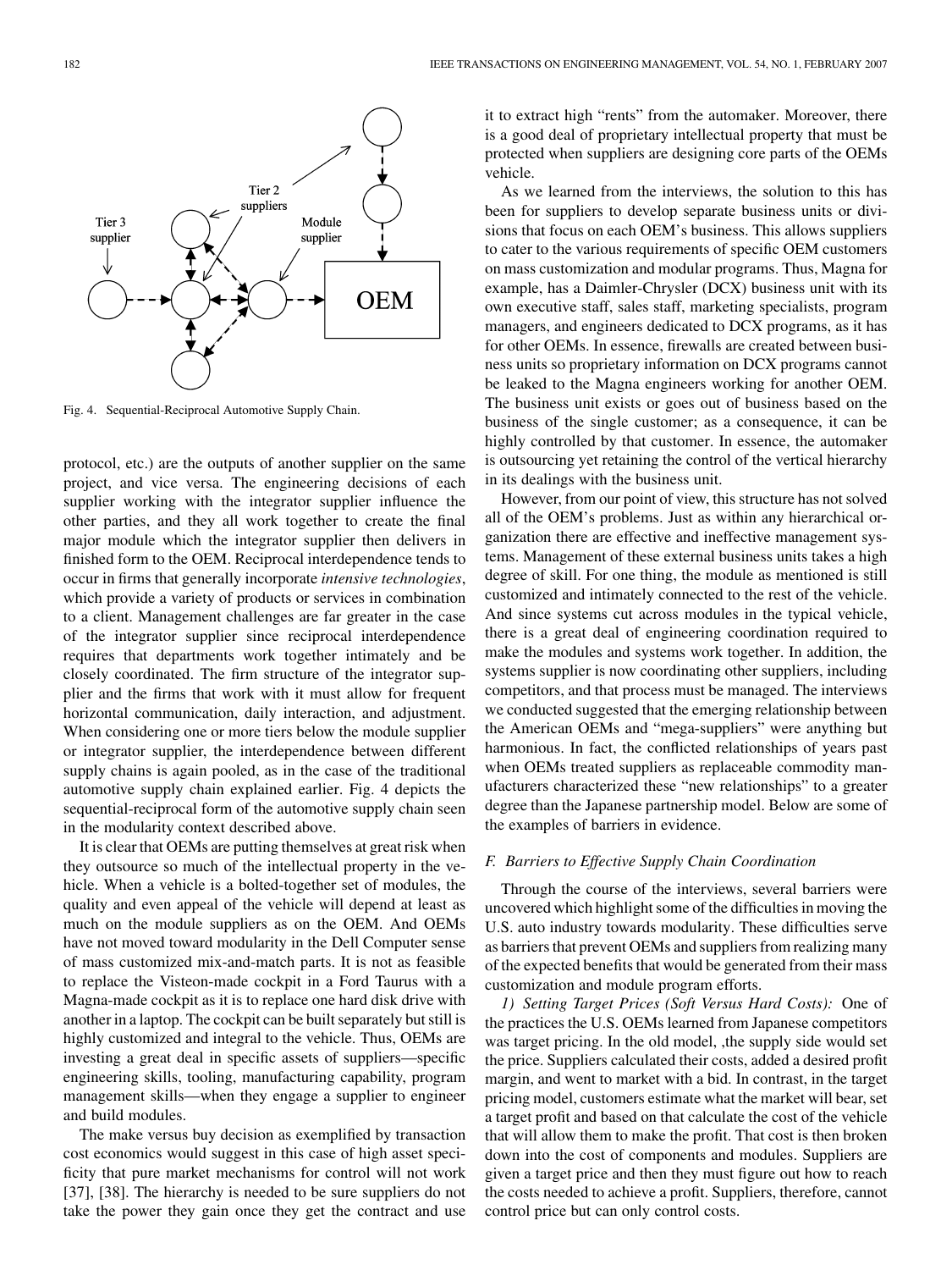Tier 3 supplier

Tier 2 suppliers

Module supplier

OEM

Fig. 4. Sequential-Reciprocal Automotive Supply Chain.

protocol, etc.) are the outputs of another supplier on the same project, and vice versa. The engineering decisions of each supplier working with the integrator supplier influence the other parties, and they all work together to create the final major module which the integrator supplier then delivers in finished form to the OEM. Reciprocal interdependence tends to occur in firms that generally incorporate *intensive technologies*, which provide a variety of products or services in combination to a client. Management challenges are far greater in the case of the integrator supplier since reciprocal interdependence requires that departments work together intimately and be closely coordinated. The firm structure of the integrator supplier and the firms that work with it must allow for frequent horizontal communication, daily interaction, and adjustment. When considering one or more tiers below the module supplier or integrator supplier, the interdependence between different supply chains is again pooled, as in the case of the traditional automotive supply chain explained earlier. Fig. 4 depicts the sequential-reciprocal form of the automotive supply chain seen in the modularity context described above.

It is clear that OEMs are putting themselves at great risk when they outsource so much of the intellectual property in the vehicle. When a vehicle is a bolted-together set of modules, the quality and even appeal of the vehicle will depend at least as much on the module suppliers as on the OEM. And OEMs have not moved toward modularity in the Dell Computer sense of mass customized mix-and-match parts. It is not as feasible to replace the Visteon-made cockpit in a Ford Taurus with a Magna-made cockpit as it is to replace one hard disk drive with another in a laptop. The cockpit can be built separately but still is highly customized and integral to the vehicle. Thus, OEMs are investing a great deal in specific assets of suppliers—specific engineering skills, tooling, manufacturing capability, program management skills—when they engage a supplier to engineer and build modules.

The make versus buy decision as exemplified by transaction cost economics would suggest in this case of high asset specificity that pure market mechanisms for control will not work [37], [38]. The hierarchy is needed to be sure suppliers do not take the power they gain once they get the contract and use it to extract high "rents" from the automaker. Moreover, there is a good deal of proprietary intellectual property that must be protected when suppliers are designing core parts of the OEMs vehicle.

As we learned from the interviews, the solution to this has been for suppliers to develop separate business units or divisions that focus on each OEM's business. This allows suppliers to cater to the various requirements of specific OEM customers on mass customization and modular programs. Thus, Magna for example, has a Daimler-Chrysler (DCX) business unit with its own executive staff, sales staff, marketing specialists, program managers, and engineers dedicated to DCX programs, as it has for other OEMs. In essence, firewalls are created between business units so proprietary information on DCX programs cannot be leaked to the Magna engineers working for another OEM. The business unit exists or goes out of business based on the business of the single customer; as a consequence, it can be highly controlled by that customer. In essence, the automaker is outsourcing yet retaining the control of the vertical hierarchy in its dealings with the business unit.

However, from our point of view, this structure has not solved all of the OEM's problems. Just as within any hierarchical organization there are effective and ineffective management systems. Management of these external business units takes a high degree of skill. For one thing, the module as mentioned is still customized and intimately connected to the rest of the vehicle. And since systems cut across modules in the typical vehicle, there is a great deal of engineering coordination required to make the modules and systems work together. In addition, the systems supplier is now coordinating other suppliers, including competitors, and that process must be managed. The interviews we conducted suggested that the emerging relationship between the American OEMs and "mega-suppliers" were anything but harmonious. In fact, the conflicted relationships of years past when OEMs treated suppliers as replaceable commodity manufacturers characterized these "new relationships" to a greater degree than the Japanese partnership model. Below are some of the examples of barriers in evidence.

### F. Barriers to Effective Supply Chain Coordination

Through the course of the interviews, several barriers were uncovered which highlight some of the difficulties in moving the U.S. auto industry towards modularity. These difficulties serve as barriers that prevent OEMs and suppliers from realizing many of the expected benefits that would be generated from their mass customization and module program efforts.

*1) Setting Target Prices (Soft Versus Hard Costs):* One of the practices the U.S. OEMs learned from Japanese competitors was target pricing. In the old model, ,the supply side would set the price. Suppliers calculated their costs, added a desired profit margin, and went to market with a bid. In contrast, in the target pricing model, customers estimate what the market will bear, set a target profit and based on that calculate the cost of the vehicle that will allow them to make the profit. That cost is then broken down into the cost of components and modules. Suppliers are given a target price and then they must figure out how to reach the costs needed to achieve a profit. Suppliers, therefore, cannot control price but can only control costs.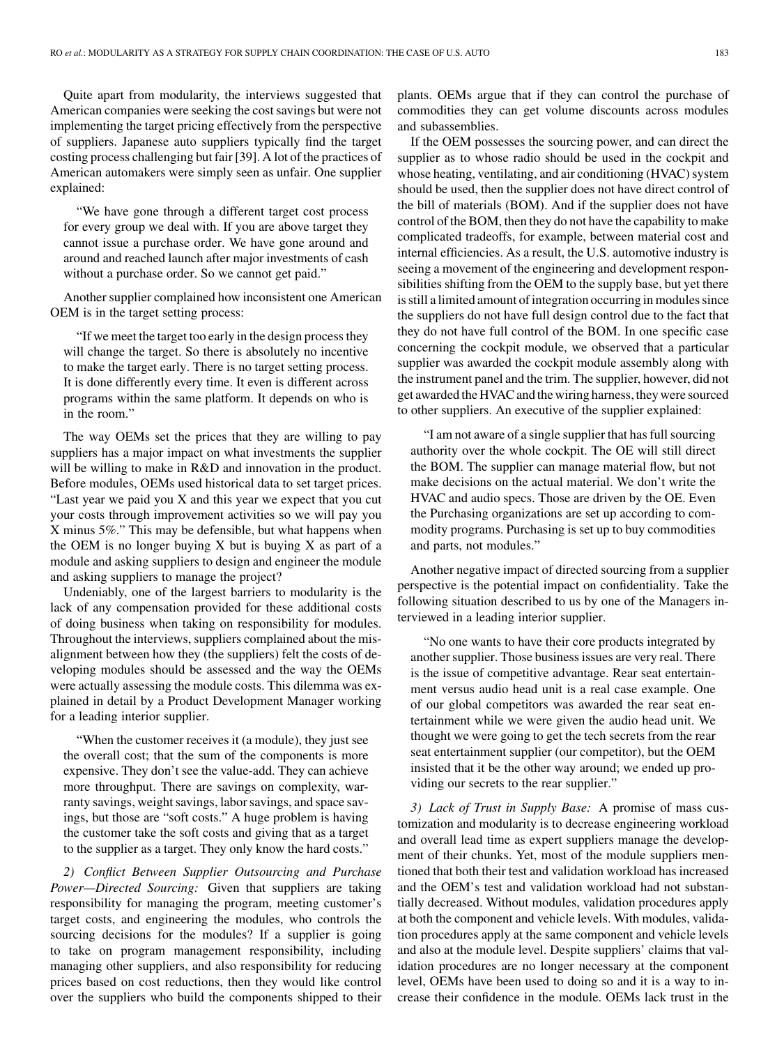Quite apart from modularity, the interviews suggested that American companies were seeking the cost savings but were not implementing the target pricing effectively from the perspective of suppliers. Japanese auto suppliers typically find the target costing process challenging but fair [39]. A lot of the practices of American automakers were simply seen as unfair. One supplier explained:

> "We have gone through a different target cost process for every group we deal with. If you are above target they cannot issue a purchase order. We have gone around and around and reached launch after major investments of cash without a purchase order. So we cannot get paid."

Another supplier complained how inconsistent one American OEM is in the target setting process:

> "If we meet the target too early in the design process they will change the target. So there is absolutely no incentive to make the target early. There is no target setting process. It is done differently every time. It even is different across programs within the same platform. It depends on who is in the room."

The way OEMs set the prices that they are willing to pay suppliers has a major impact on what investments the supplier will be willing to make in R&D and innovation in the product. Before modules, OEMs used historical data to set target prices. "Last year we paid you X and this year we expect that you cut your costs through improvement activities so we will pay you X minus 5%." This may be defensible, but what happens when the OEM is no longer buying X but is buying X as part of a module and asking suppliers to design and engineer the module and asking suppliers to manage the project?

Undeniably, one of the largest barriers to modularity is the lack of any compensation provided for these additional costs of doing business when taking on responsibility for modules. Throughout the interviews, suppliers complained about the misalignment between how they (the suppliers) felt the costs of developing modules should be assessed and the way the OEMs were actually assessing the module costs. This dilemma was explained in detail by a Product Development Manager working for a leading interior supplier.

> "When the customer receives it (a module), they just see the overall cost; that the sum of the components is more expensive. They don't see the value-add. They can achieve more throughput. There are savings on complexity, warranty savings, weight savings, labor savings, and space savings, but those are "soft costs." A huge problem is having the customer take the soft costs and giving that as a target to the supplier as a target. They only know the hard costs."

*2) Conflict Between Supplier Outsourcing and Purchase Power—Directed Sourcing:* Given that suppliers are taking responsibility for managing the program, meeting customer's target costs, and engineering the modules, who controls the sourcing decisions for the modules? If a supplier is going to take on program management responsibility, including managing other suppliers, and also responsibility for reducing prices based on cost reductions, then they would like control over the suppliers who build the components shipped to their plants. OEMs argue that if they can control the purchase of commodities they can get volume discounts across modules and subassemblies.

If the OEM possesses the sourcing power, and can direct the supplier as to whose radio should be used in the cockpit and whose heating, ventilating, and air conditioning (HVAC) system should be used, then the supplier does not have direct control of the bill of materials (BOM). And if the supplier does not have control of the BOM, then they do not have the capability to make complicated tradeoffs, for example, between material cost and internal efficiencies. As a result, the U.S. automotive industry is seeing a movement of the engineering and development responsibilities shifting from the OEM to the supply base, but yet there is still a limited amount of integration occurring in modules since the suppliers do not have full design control due to the fact that they do not have full control of the BOM. In one specific case concerning the cockpit module, we observed that a particular supplier was awarded the cockpit module assembly along with the instrument panel and the trim. The supplier, however, did not get awarded the HVAC and the wiring harness, they were sourced to other suppliers. An executive of the supplier explained:

> "I am not aware of a single supplier that has full sourcing authority over the whole cockpit. The OE will still direct the BOM. The supplier can manage material flow, but not make decisions on the actual material. We don't write the HVAC and audio specs. Those are driven by the OE. Even the Purchasing organizations are set up according to commodity programs. Purchasing is set up to buy commodities and parts, not modules."

Another negative impact of directed sourcing from a supplier perspective is the potential impact on confidentiality. Take the following situation described to us by one of the Managers interviewed in a leading interior supplier.

> "No one wants to have their core products integrated by another supplier. Those business issues are very real. There is the issue of competitive advantage. Rear seat entertainment versus audio head unit is a real case example. One of our global competitors was awarded the rear seat entertainment while we were given the audio head unit. We thought we were going to get the tech secrets from the rear seat entertainment supplier (our competitor), but the OEM insisted that it be the other way around; we ended up providing our secrets to the rear supplier."

*3) Lack of Trust in Supply Base:* A promise of mass customization and modularity is to decrease engineering workload and overall lead time as expert suppliers manage the development of their chunks. Yet, most of the module suppliers mentioned that both their test and validation workload has increased and the OEM's test and validation workload had not substantially decreased. Without modules, validation procedures apply at both the component and vehicle levels. With modules, validation procedures apply at the same component and vehicle levels and also at the module level. Despite suppliers' claims that validation procedures are no longer necessary at the component level, OEMs have been used to doing so and it is a way to increase their confidence in the module. OEMs lack trust in the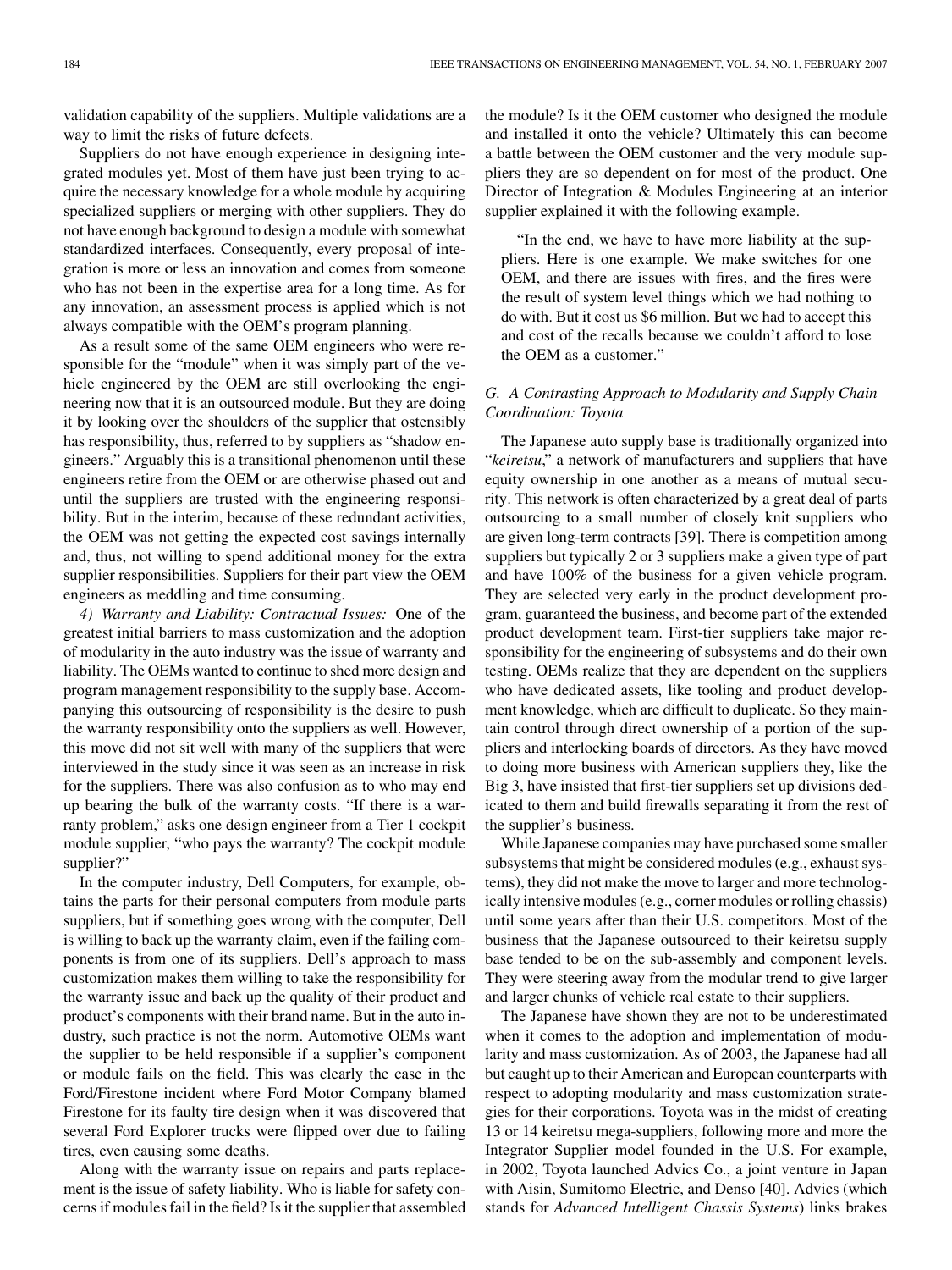validation capability of the suppliers. Multiple validations are a way to limit the risks of future defects.

Suppliers do not have enough experience in designing integrated modules yet. Most of them have just been trying to acquire the necessary knowledge for a whole module by acquiring specialized suppliers or merging with other suppliers. They do not have enough background to design a module with somewhat standardized interfaces. Consequently, every proposal of integration is more or less an innovation and comes from someone who has not been in the expertise area for a long time. As for any innovation, an assessment process is applied which is not always compatible with the OEM's program planning.

As a result some of the same OEM engineers who were responsible for the "module" when it was simply part of the vehicle engineered by the OEM are still overlooking the engineering now that it is an outsourced module. But they are doing it by looking over the shoulders of the supplier that ostensibly has responsibility, thus, referred to by suppliers as "shadow engineers." Arguably this is a transitional phenomenon until these engineers retire from the OEM or are otherwise phased out and until the suppliers are trusted with the engineering responsibility. But in the interim, because of these redundant activities, the OEM was not getting the expected cost savings internally and, thus, not willing to spend additional money for the extra supplier responsibilities. Suppliers for their part view the OEM engineers as meddling and time consuming.

*4) Warranty and Liability: Contractual Issues:* One of the greatest initial barriers to mass customization and the adoption of modularity in the auto industry was the issue of warranty and liability. The OEMs wanted to continue to shed more design and program management responsibility to the supply base. Accompanying this outsourcing of responsibility is the desire to push the warranty responsibility onto the suppliers as well. However, this move did not sit well with many of the suppliers that were interviewed in the study since it was seen as an increase in risk for the suppliers. There was also confusion as to who may end up bearing the bulk of the warranty costs. "If there is a warranty problem," asks one design engineer from a Tier 1 cockpit module supplier, "who pays the warranty? The cockpit module supplier?"

In the computer industry, Dell Computers, for example, obtains the parts for their personal computers from module parts suppliers, but if something goes wrong with the computer, Dell is willing to back up the warranty claim, even if the failing components is from one of its suppliers. Dell's approach to mass customization makes them willing to take the responsibility for the warranty issue and back up the quality of their product and product's components with their brand name. But in the auto industry, such practice is not the norm. Automotive OEMs want the supplier to be held responsible if a supplier's component or module fails on the field. This was clearly the case in the Ford/Firestone incident where Ford Motor Company blamed Firestone for its faulty tire design when it was discovered that several Ford Explorer trucks were flipped over due to failing tires, even causing some deaths.

Along with the warranty issue on repairs and parts replacement is the issue of safety liability. Who is liable for safety concerns if modules fail in the field? Is it the supplier that assembled the module? Is it the OEM customer who designed the module and installed it onto the vehicle? Ultimately this can become a battle between the OEM customer and the very module suppliers they are so dependent on for most of the product. One Director of Integration & Modules Engineering at an interior supplier explained it with the following example.

> "In the end, we have to have more liability at the suppliers. Here is one example. We make switches for one OEM, and there are issues with fires, and the fires were the result of system level things which we had nothing to do with. But it cost us \$6 million. But we had to accept this and cost of the recalls because we couldn't afford to lose the OEM as a customer."

### *G. A Contrasting Approach to Modularity and Supply Chain Coordination: Toyota*

The Japanese auto supply base is traditionally organized into "*keiretsu*," a network of manufacturers and suppliers that have equity ownership in one another as a means of mutual security. This network is often characterized by a great deal of parts outsourcing to a small number of closely knit suppliers who are given long-term contracts [39]. There is competition among suppliers but typically 2 or 3 suppliers make a given type of part and have 100% of the business for a given vehicle program. They are selected very early in the product development program, guaranteed the business, and become part of the extended product development team. First-tier suppliers take major responsibility for the engineering of subsystems and do their own testing. OEMs realize that they are dependent on the suppliers who have dedicated assets, like tooling and product development knowledge, which are difficult to duplicate. So they maintain control through direct ownership of a portion of the suppliers and interlocking boards of directors. As they have moved to doing more business with American suppliers they, like the Big 3, have insisted that first-tier suppliers set up divisions dedicated to them and build firewalls separating it from the rest of the supplier's business.

While Japanese companies may have purchased some smaller subsystems that might be considered modules (e.g., exhaust systems), they did not make the move to larger and more technologically intensive modules (e.g., corner modules or rolling chassis) until some years after than their U.S. competitors. Most of the business that the Japanese outsourced to their keiretsu supply base tended to be on the sub-assembly and component levels. They were steering away from the modular trend to give larger and larger chunks of vehicle real estate to their suppliers.

The Japanese have shown they are not to be underestimated when it comes to the adoption and implementation of modularity and mass customization. As of 2003, the Japanese had all but caught up to their American and European counterparts with respect to adopting modularity and mass customization strategies for their corporations. Toyota was in the midst of creating 13 or 14 keiretsu mega-suppliers, following more and more the Integrator Supplier model founded in the U.S. For example, in 2002, Toyota launched Advics Co., a joint venture in Japan with Aisin, Sumitomo Electric, and Denso [40]. Advics (which stands for *Advanced Intelligent Chassis Systems*) links brakes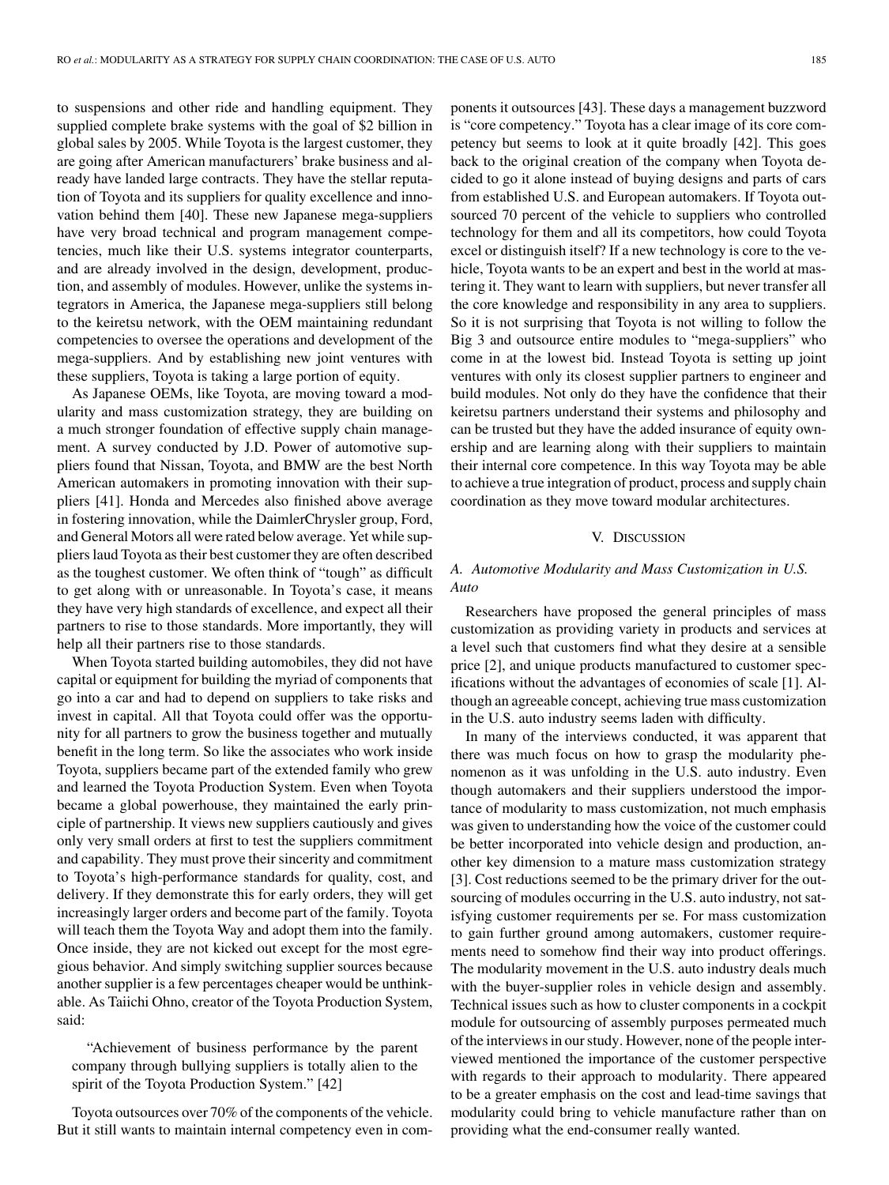to suspensions and other ride and handling equipment. They supplied complete brake systems with the goal of $2 billion in global sales by 2005. While Toyota is the largest customer, they are going after American manufacturers' brake business and already have landed large contracts. They have the stellar reputation of Toyota and its suppliers for quality excellence and innovation behind them [40]. These new Japanese mega-suppliers have very broad technical and program management competencies, much like their U.S. systems integrator counterparts, and are already involved in the design, development, production, and assembly of modules. However, unlike the systems integrators in America, the Japanese mega-suppliers still belong to the keiretsu network, with the OEM maintaining redundant competencies to oversee the operations and development of the mega-suppliers. And by establishing new joint ventures with these suppliers, Toyota is taking a large portion of equity.

As Japanese OEMs, like Toyota, are moving toward a modularity and mass customization strategy, they are building on a much stronger foundation of effective supply chain management. A survey conducted by J.D. Power of automotive suppliers found that Nissan, Toyota, and BMW are the best North American automakers in promoting innovation with their suppliers [41]. Honda and Mercedes also finished above average in fostering innovation, while the DaimlerChrysler group, Ford, and General Motors all were rated below average. Yet while suppliers laud Toyota as their best customer they are often described as the toughest customer. We often think of "tough" as difficult to get along with or unreasonable. In Toyota's case, it means they have very high standards of excellence, and expect all their partners to rise to those standards. More importantly, they will help all their partners rise to those standards.

When Toyota started building automobiles, they did not have capital or equipment for building the myriad of components that go into a car and had to depend on suppliers to take risks and invest in capital. All that Toyota could offer was the opportunity for all partners to grow the business together and mutually benefit in the long term. So like the associates who work inside Toyota, suppliers became part of the extended family who grew and learned the Toyota Production System. Even when Toyota became a global powerhouse, they maintained the early principle of partnership. It views new suppliers cautiously and gives only very small orders at first to test the suppliers commitment and capability. They must prove their sincerity and commitment to Toyota's high-performance standards for quality, cost, and delivery. If they demonstrate this for early orders, they will get increasingly larger orders and become part of the family. Toyota will teach them the Toyota Way and adopt them into the family. Once inside, they are not kicked out except for the most egregious behavior. And simply switching supplier sources because another supplier is a few percentages cheaper would be unthinkable. As Taiichi Ohno, creator of the Toyota Production System, said:

> "Achievement of business performance by the parent company through bullying suppliers is totally alien to the spirit of the Toyota Production System." [42]

Toyota outsources over 70% of the components of the vehicle. But it still wants to maintain internal competency even in components it outsources [43]. These days a management buzzword is "core competency." Toyota has a clear image of its core competency but seems to look at it quite broadly [42]. This goes back to the original creation of the company when Toyota decided to go it alone instead of buying designs and parts of cars from established U.S. and European automakers. If Toyota outsourced 70 percent of the vehicle to suppliers who controlled technology for them and all its competitors, how could Toyota excel or distinguish itself? If a new technology is core to the vehicle, Toyota wants to be an expert and best in the world at mastering it. They want to learn with suppliers, but never transfer all the core knowledge and responsibility in any area to suppliers. So it is not surprising that Toyota is not willing to follow the Big 3 and outsource entire modules to "mega-suppliers" who come in at the lowest bid. Instead Toyota is setting up joint ventures with only its closest supplier partners to engineer and build modules. Not only do they have the confidence that their keiretsu partners understand their systems and philosophy and can be trusted but they have the added insurance of equity ownership and are learning along with their suppliers to maintain their internal core competence. In this way Toyota may be able to achieve a true integration of product, process and supply chain coordination as they move toward modular architectures.

## V. Discussion

### A. Automotive Modularity and Mass Customization in U.S. Auto

Researchers have proposed the general principles of mass customization as providing variety in products and services at a level such that customers find what they desire at a sensible price [2], and unique products manufactured to customer specifications without the advantages of economies of scale [1]. Although an agreeable concept, achieving true mass customization in the U.S. auto industry seems laden with difficulty.

In many of the interviews conducted, it was apparent that there was much focus on how to grasp the modularity phenomenon as it was unfolding in the U.S. auto industry. Even though automakers and their suppliers understood the importance of modularity to mass customization, not much emphasis was given to understanding how the voice of the customer could be better incorporated into vehicle design and production, another key dimension to a mature mass customization strategy [3]. Cost reductions seemed to be the primary driver for the outsourcing of modules occurring in the U.S. auto industry, not satisfying customer requirements per se. For mass customization to gain further ground among automakers, customer requirements need to somehow find their way into product offerings. The modularity movement in the U.S. auto industry deals much with the buyer-supplier roles in vehicle design and assembly. Technical issues such as how to cluster components in a cockpit module for outsourcing of assembly purposes permeated much of the interviews in our study. However, none of the people interviewed mentioned the importance of the customer perspective with regards to their approach to modularity. There appeared to be a greater emphasis on the cost and lead-time savings that modularity could bring to vehicle manufacture rather than on providing what the end-consumer really wanted.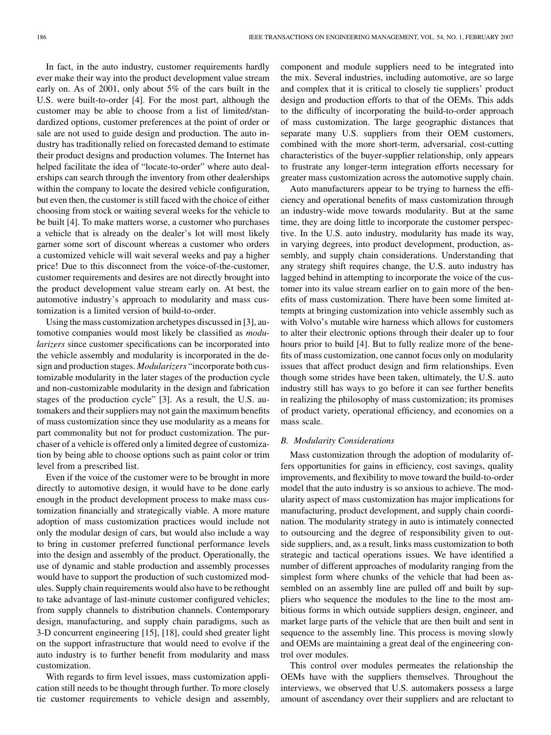In fact, in the auto industry, customer requirements hardly ever make their way into the product development value stream early on. As of 2001, only about 5% of the cars built in the U.S. were built-to-order [4]. For the most part, although the customer may be able to choose from a list of limited/standardized options, customer preferences at the point of order or sale are not used to guide design and production. The auto industry has traditionally relied on forecasted demand to estimate their product designs and production volumes. The Internet has helped facilitate the idea of "locate-to-order" where auto dealerships can search through the inventory from other dealerships within the company to locate the desired vehicle configuration, but even then, the customer is still faced with the choice of either choosing from stock or waiting several weeks for the vehicle to be built [4]. To make matters worse, a customer who purchases a vehicle that is already on the dealer's lot will most likely garner some sort of discount whereas a customer who orders a customized vehicle will wait several weeks and pay a higher price! Due to this disconnect from the voice-of-the-customer, customer requirements and desires are not directly brought into the product development value stream early on. At best, the automotive industry's approach to modularity and mass customization is a limited version of build-to-order.

Using the mass customization archetypes discussed in [3], automotive companies would most likely be classified as *modularizers* since customer specifications can be incorporated into the vehicle assembly and modularity is incorporated in the design and production stages. *Modularizers* "incorporate both customizable modularity in the later stages of the production cycle and non-customizable modularity in the design and fabrication stages of the production cycle" [3]. As a result, the U.S. automakers and their suppliers may not gain the maximum benefits of mass customization since they use modularity as a means for part commonality but not for product customization. The purchaser of a vehicle is offered only a limited degree of customization by being able to choose options such as paint color or trim level from a prescribed list.

Even if the voice of the customer were to be brought in more directly to automotive design, it would have to be done early enough in the product development process to make mass customization financially and strategically viable. A more mature adoption of mass customization practices would include not only the modular design of cars, but would also include a way to bring in customer preferred functional performance levels into the design and assembly of the product. Operationally, the use of dynamic and stable production and assembly processes would have to support the production of such customized modules. Supply chain requirements would also have to be rethought to take advantage of last-minute customer configured vehicles; from supply channels to distribution channels. Contemporary design, manufacturing, and supply chain paradigms, such as 3-D concurrent engineering [15], [18], could shed greater light on the support infrastructure that would need to evolve if the auto industry is to further benefit from modularity and mass customization.

With regards to firm level issues, mass customization application still needs to be thought through further. To more closely tie customer requirements to vehicle design and assembly, component and module suppliers need to be integrated into the mix. Several industries, including automotive, are so large and complex that it is critical to closely tie suppliers' product design and production efforts to that of the OEMs. This adds to the difficulty of incorporating the build-to-order approach of mass customization. The large geographic distances that separate many U.S. suppliers from their OEM customers, combined with the more short-term, adversarial, cost-cutting characteristics of the buyer-supplier relationship, only appears to frustrate any longer-term integration efforts necessary for greater mass customization across the automotive supply chain.

Auto manufacturers appear to be trying to harness the efficiency and operational benefits of mass customization through an industry-wide move towards modularity. But at the same time, they are doing little to incorporate the customer perspective. In the U.S. auto industry, modularity has made its way, in varying degrees, into product development, production, assembly, and supply chain considerations. Understanding that any strategy shift requires change, the U.S. auto industry has lagged behind in attempting to incorporate the voice of the customer into its value stream earlier on to gain more of the benefits of mass customization. There have been some limited attempts at bringing customization into vehicle assembly such as with Volvo's mutable wire harness which allows for customers to alter their electronic options through their dealer up to four hours prior to build [4]. But to fully realize more of the benefits of mass customization, one cannot focus only on modularity issues that affect product design and firm relationships. Even though some strides have been taken, ultimately, the U.S. auto industry still has ways to go before it can see further benefits in realizing the philosophy of mass customization; its promises of product variety, operational efficiency, and economies on a mass scale.

### *B. Modularity Considerations*

Mass customization through the adoption of modularity offers opportunities for gains in efficiency, cost savings, quality improvements, and flexibility to move toward the build-to-order model that the auto industry is so anxious to achieve. The modularity aspect of mass customization has major implications for manufacturing, product development, and supply chain coordination. The modularity strategy in auto is intimately connected to outsourcing and the degree of responsibility given to outside suppliers, and, as a result, links mass customization to both strategic and tactical operations issues. We have identified a number of different approaches of modularity ranging from the simplest form where chunks of the vehicle that had been assembled on an assembly line are pulled off and built by suppliers who sequence the modules to the line to the most ambitious forms in which outside suppliers design, engineer, and market large parts of the vehicle that are then built and sent in sequence to the assembly line. This process is moving slowly and OEMs are maintaining a great deal of the engineering control over modules.

This control over modules permeates the relationship the OEMs have with the suppliers themselves. Throughout the interviews, we observed that U.S. automakers possess a large amount of ascendancy over their suppliers and are reluctant to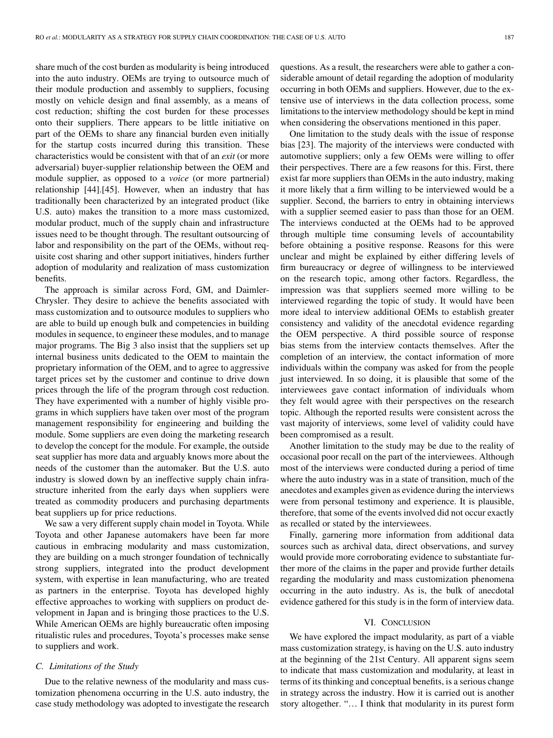share much of the cost burden as modularity is being introduced into the auto industry. OEMs are trying to outsource much of their module production and assembly to suppliers, focusing mostly on vehicle design and final assembly, as a means of cost reduction; shifting the cost burden for these processes onto their suppliers. There appears to be little initiative on part of the OEMs to share any financial burden even initially for the startup costs incurred during this transition. These characteristics would be consistent with that of an *exit* (or more adversarial) buyer-supplier relationship between the OEM and module supplier, as opposed to a *voice* (or more partnerial) relationship [44].[45]. However, when an industry that has traditionally been characterized by an integrated product (like U.S. auto) makes the transition to a more mass customized, modular product, much of the supply chain and infrastructure issues need to be thought through. The resultant outsourcing of labor and responsibility on the part of the OEMs, without requisite cost sharing and other support initiatives, hinders further adoption of modularity and realization of mass customization benefits.

The approach is similar across Ford, GM, and Daimler-Chrysler. They desire to achieve the benefits associated with mass customization and to outsource modules to suppliers who are able to build up enough bulk and competencies in building modules in sequence, to engineer these modules, and to manage major programs. The Big 3 also insist that the suppliers set up internal business units dedicated to the OEM to maintain the proprietary information of the OEM, and to agree to aggressive target prices set by the customer and continue to drive down prices through the life of the program through cost reduction. They have experimented with a number of highly visible programs in which suppliers have taken over most of the program management responsibility for engineering and building the module. Some suppliers are even doing the marketing research to develop the concept for the module. For example, the outside seat supplier has more data and arguably knows more about the needs of the customer than the automaker. But the U.S. auto industry is slowed down by an ineffective supply chain infrastructure inherited from the early days when suppliers were treated as commodity producers and purchasing departments beat suppliers up for price reductions.

We saw a very different supply chain model in Toyota. While Toyota and other Japanese automakers have been far more cautious in embracing modularity and mass customization, they are building on a much stronger foundation of technically strong suppliers, integrated into the product development system, with expertise in lean manufacturing, who are treated as partners in the enterprise. Toyota has developed highly effective approaches to working with suppliers on product development in Japan and is bringing those practices to the U.S. While American OEMs are highly bureaucratic often imposing ritualistic rules and procedures, Toyota's processes make sense to suppliers and work.

### C. Limitations of the Study

Due to the relative newness of the modularity and mass customization phenomena occurring in the U.S. auto industry, the case study methodology was adopted to investigate the research questions. As a result, the researchers were able to gather a considerable amount of detail regarding the adoption of modularity occurring in both OEMs and suppliers. However, due to the extensive use of interviews in the data collection process, some limitations to the interview methodology should be kept in mind when considering the observations mentioned in this paper.

One limitation to the study deals with the issue of response bias [23]. The majority of the interviews were conducted with automotive suppliers; only a few OEMs were willing to offer their perspectives. There are a few reasons for this. First, there exist far more suppliers than OEMs in the auto industry, making it more likely that a firm willing to be interviewed would be a supplier. Second, the barriers to entry in obtaining interviews with a supplier seemed easier to pass than those for an OEM. The interviews conducted at the OEMs had to be approved through multiple time consuming levels of accountability before obtaining a positive response. Reasons for this were unclear and might be explained by either differing levels of firm bureaucracy or degree of willingness to be interviewed on the research topic, among other factors. Regardless, the impression was that suppliers seemed more willing to be interviewed regarding the topic of study. It would have been more ideal to interview additional OEMs to establish greater consistency and validity of the anecdotal evidence regarding the OEM perspective. A third possible source of response bias stems from the interview contacts themselves. After the completion of an interview, the contact information of more individuals within the company was asked for from the people just interviewed. In so doing, it is plausible that some of the interviewees gave contact information of individuals whom they felt would agree with their perspectives on the research topic. Although the reported results were consistent across the vast majority of interviews, some level of validity could have been compromised as a result.

Another limitation to the study may be due to the reality of occasional poor recall on the part of the interviewees. Although most of the interviews were conducted during a period of time where the auto industry was in a state of transition, much of the anecdotes and examples given as evidence during the interviews were from personal testimony and experience. It is plausible, therefore, that some of the events involved did not occur exactly as recalled or stated by the interviewees.

Finally, garnering more information from additional data sources such as archival data, direct observations, and survey would provide more corroborating evidence to substantiate further more of the claims in the paper and provide further details regarding the modularity and mass customization phenomena occurring in the auto industry. As is, the bulk of anecdotal evidence gathered for this study is in the form of interview data.

## VI. Conclusion

We have explored the impact modularity, as part of a viable mass customization strategy, is having on the U.S. auto industry at the beginning of the 21st Century. All apparent signs seem to indicate that mass customization and modularity, at least in terms of its thinking and conceptual benefits, is a serious change in strategy across the industry. How it is carried out is another story altogether. "… I think that modularity in its purest form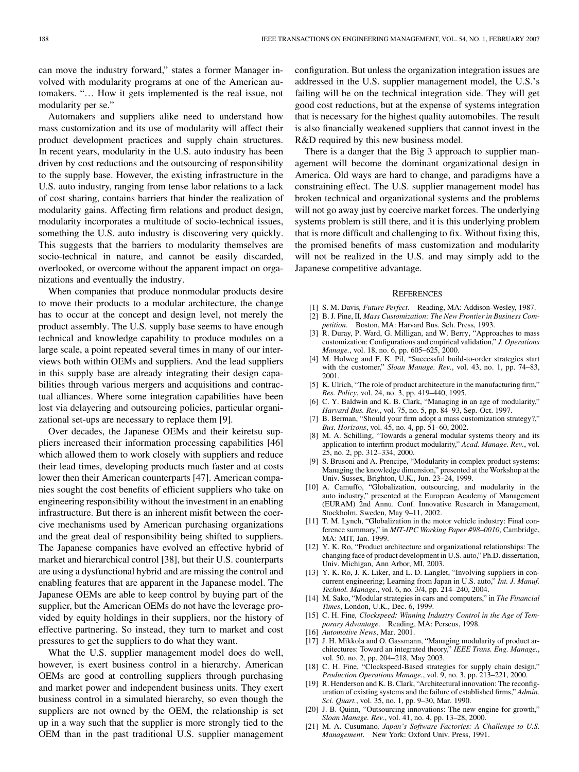can move the industry forward," states a former Manager involved with modularity programs at one of the American automakers. "… How it gets implemented is the real issue, not modularity per se."

Automakers and suppliers alike need to understand how mass customization and its use of modularity will affect their product development practices and supply chain structures. In recent years, modularity in the U.S. auto industry has been driven by cost reductions and the outsourcing of responsibility to the supply base. However, the existing infrastructure in the U.S. auto industry, ranging from tense labor relations to a lack of cost sharing, contains barriers that hinder the realization of modularity gains. Affecting firm relations and product design, modularity incorporates a multitude of socio-technical issues, something the U.S. auto industry is discovering very quickly. This suggests that the barriers to modularity themselves are socio-technical in nature, and cannot be easily discarded, overlooked, or overcome without the apparent impact on organizations and eventually the industry.

When companies that produce nonmodular products desire to move their products to a modular architecture, the change has to occur at the concept and design level, not merely the product assembly. The U.S. supply base seems to have enough technical and knowledge capability to produce modules on a large scale, a point repeated several times in many of our interviews both within OEMs and suppliers. And the lead suppliers in this supply base are already integrating their design capabilities through various mergers and acquisitions and contractual alliances. Where some integration capabilities have been lost via delayering and outsourcing policies, particular organizational set-ups are necessary to replace them [9].

Over decades, the Japanese OEMs and their keiretsu suppliers increased their information processing capabilities [46] which allowed them to work closely with suppliers and reduce their lead times, developing products much faster and at costs lower then their American counterparts [47]. American companies sought the cost benefits of efficient suppliers who take on engineering responsibility without the investment in an enabling infrastructure. But there is an inherent misfit between the coercive mechanisms used by American purchasing organizations and the great deal of responsibility being shifted to suppliers. The Japanese companies have evolved an effective hybrid of market and hierarchical control [38], but their U.S. counterparts are using a dysfunctional hybrid and are missing the control and enabling features that are apparent in the Japanese model. The Japanese OEMs are able to keep control by buying part of the supplier, but the American OEMs do not have the leverage provided by equity holdings in their suppliers, nor the history of effective partnering. So instead, they turn to market and cost pressures to get the suppliers to do what they want.

What the U.S. supplier management model does do well, however, is exert business control in a hierarchy. American OEMs are good at controlling suppliers through purchasing and market power and independent business units. They exert business control in a simulated hierarchy, so even though the suppliers are not owned by the OEM, the relationship is set up in a way such that the supplier is more strongly tied to the OEM than in the past traditional U.S. supplier management configuration. But unless the organization integration issues are addressed in the U.S. supplier management model, the U.S.'s failing will be on the technical integration side. They will get good cost reductions, but at the expense of systems integration that is necessary for the highest quality automobiles. The result is also financially weakened suppliers that cannot invest in the R&D required by this new business model.

There is a danger that the Big 3 approach to supplier management will become the dominant organizational design in America. Old ways are hard to change, and paradigms have a constraining effect. The U.S. supplier management model has broken technical and organizational systems and the problems will not go away just by coercive market forces. The underlying systems problem is still there, and it is this underlying problem that is more difficult and challenging to fix. Without fixing this, the promised benefits of mass customization and modularity will not be realized in the U.S. and may simply add to the Japanese competitive advantage.

## References

[1] S. M. Davis, *Future Perfect*. Reading, MA: Addison-Wesley, 1987.

[2] B. J. Pine, II, *Mass Customization: The New Frontier in Business Competition*. Boston, MA: Harvard Bus. Sch. Press, 1993.

[3] R. Duray, P. Ward, G. Milligan, and W. Berry, "Approaches to mass customization: Configurations and empirical validation," *J. Operations Manage.*, vol. 18, no. 6, pp. 605–625, 2000.

[4] M. Holweg and F. K. Pil, "Successful build-to-order strategies start with the customer," *Sloan Manage. Rev.*, vol. 43, no. 1, pp. 74–83, 2001.

[5] K. Ulrich, "The role of product architecture in the manufacturing firm," *Res. Policy*, vol. 24, no. 3, pp. 419–440, 1995.

[6] C. Y. Baldwin and K. B. Clark, "Managing in an age of modularity," *Harvard Bus. Rev.*, vol. 75, no. 5, pp. 84–93, Sep.-Oct. 1997.

[7] B. Berman, "Should your firm adopt a mass customization strategy?," *Bus. Horizons*, vol. 45, no. 4, pp. 51–60, 2002.

[8] M. A. Schilling, "Towards a general modular systems theory and its application to interfirm product modularity," *Acad. Manage. Rev.*, vol. 25, no. 2, pp. 312–334, 2000.

[9] S. Brusoni and A. Prencipe, "Modularity in complex product systems: Managing the knowledge dimension," presented at the Workshop at the Univ. Sussex, Brighton, U.K., Jun. 23–24, 1999.

[10] A. Camuffo, "Globalization, outsourcing, and modularity in the auto industry," presented at the European Academy of Management (EURAM) 2nd Annu. Conf. Innovative Research in Management, Stockholm, Sweden, May 9–11, 2002.

[11] T. M. Lynch, "Globalization in the motor vehicle industry: Final conference summary," in *MIT-IPC Working Paper #98–0010*, Cambridge, MA: MIT, Jan. 1999.

[12] Y. K. Ro, "Product architecture and organizational relationships: The changing face of product development in U.S. auto," Ph.D. dissertation, Univ. Michigan, Ann Arbor, MI, 2003.

[13] Y. K. Ro, J. K. Liker, and L. D. Langlet, "Involving suppliers in concurrent engineering; Learning from Japan in U.S. auto," *Int. J. Manuf. Technol. Manage.*, vol. 6, no. 3/4, pp. 214–240, 2004.

[14] M. Sako, "Modular strategies in cars and computers," in *The Financial Times*, London, U.K., Dec. 6, 1999.

[15] C. H. Fine, *Clockspeed: Winning Industry Control in the Age of Temporary Advantage*. Reading, MA: Perseus, 1998.

[16] *Automotive News*, Mar. 2001.

[17] J. H. Mikkola and O. Gassmann, "Managing modularity of product architectures: Toward an integrated theory," *IEEE Trans. Eng. Manage.*, vol. 50, no. 2, pp. 204–218, May 2003.

[18] C. H. Fine, "Clockspeed-Based strategies for supply chain design," *Production Operations Manage.*, vol. 9, no. 3, pp. 213–221, 2000.

[19] R. Henderson and K. B. Clark, "Architectural innovation: The reconfiguration of existing systems and the failure of established firms," *Admin. Sci. Quart.*, vol. 35, no. 1, pp. 9–30, Mar. 1990.

[20] J. B. Quinn, "Outsourcing innovations: The new engine for growth," *Sloan Manage. Rev.*, vol. 41, no. 4, pp. 13–28, 2000.

[21] M. A. Cusumano, *Japan's Software Factories: A Challenge to U.S. Management*. New York: Oxford Univ. Press, 1991.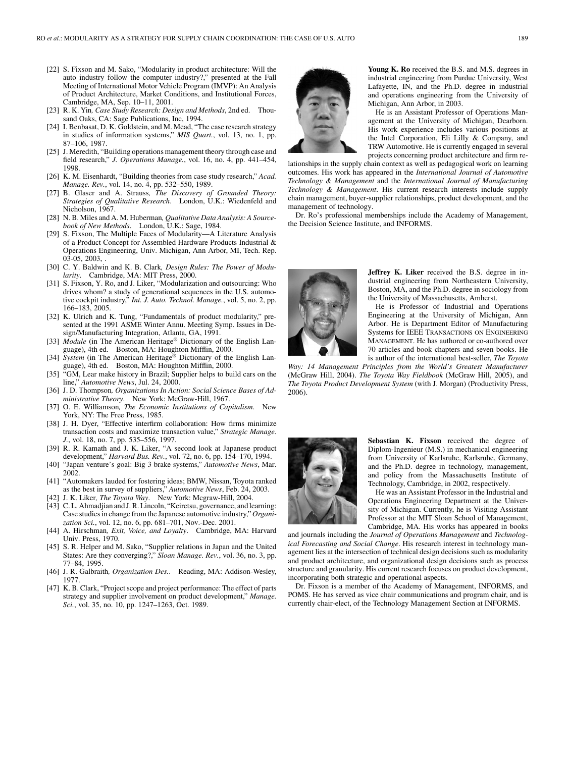[22] S. Fixson and M. Sako, "Modularity in product architecture: Will the auto industry follow the computer industry?," presented at the Fall Meeting of International Motor Vehicle Program (IMVP): An Analysis of Product Architecture, Market Conditions, and Institutional Forces, Cambridge, MA, Sep. 10–11, 2001.

[23] R. K. Yin, *Case Study Research: Design and Methods*, 2nd ed. Thousand Oaks, CA: Sage Publications, Inc, 1994.

[24] I. Benbasat, D. K. Goldstein, and M. Mead, "The case research strategy in studies of information systems," *MIS Quart.*, vol. 13, no. 1, pp. 87–106, 1987.

[25] J. Meredith, "Building operations management theory through case and field research," *J. Operations Manage.*, vol. 16, no. 4, pp. 441–454, 1998.

[26] K. M. Eisenhardt, "Building theories from case study research," *Acad. Manage. Rev.*, vol. 14, no. 4, pp. 532–550, 1989.

[27] B. Glaser and A. Strauss, *The Discovery of Grounded Theory: Strategies of Qualitative Research*. London, U.K.: Wiedenfeld and Nicholson, 1967.

[28] N. B. Miles and A. M. Huberman, *Qualitative Data Analysis: A Sourcebook of New Methods*. London, U.K.: Sage, 1984.

[29] S. Fixson, The Multiple Faces of Modularity—A Literature Analysis of a Product Concept for Assembled Hardware Products Industrial & Operations Engineering, Univ. Michigan, Ann Arbor, MI, Tech. Rep. 03-05, 2003, .

[30] C. Y. Baldwin and K. B. Clark, *Design Rules: The Power of Modularity*. Cambridge, MA: MIT Press, 2000.

[31] S. Fixson, Y. Ro, and J. Liker, "Modularization and outsourcing: Who drives whom? a study of generational sequences in the U.S. automotive cockpit industry," *Int. J. Auto. Technol. Manage.*, vol. 5, no. 2, pp. 166–183, 2005.

[32] K. Ulrich and K. Tung, "Fundamentals of product modularity," presented at the 1991 ASME Winter Annu. Meeting Symp. Issues in Design/Manufacturing Integration, Atlanta, GA, 1991.

[33] *Module* (in The American Heritage® Dictionary of the English Language), 4th ed. Boston, MA: Houghton Mifflin, 2000.

[34] *System* (in The American Heritage® Dictionary of the English Language), 4th ed. Boston, MA: Houghton Mifflin, 2000.

[35] "GM, Lear make history in Brazil; Supplier helps to build cars on the line," *Automotive News*, Jul. 24, 2000.

[36] J. D. Thompson, *Organizations In Action: Social Science Bases of Administrative Theory*. New York: McGraw-Hill, 1967.

[37] O. E. Williamson, *The Economic Institutions of Capitalism*. New York, NY: The Free Press, 1985.

[38] J. H. Dyer, "Effective interfirm collaboration: How firms minimize transaction costs and maximize transaction value," *Strategic Manage. J.*, vol. 18, no. 7, pp. 535–556, 1997.

[39] R. R. Kamath and J. K. Liker, "A second look at Japanese product development," *Harvard Bus. Rev.*, vol. 72, no. 6, pp. 154–170, 1994.

[40] "Japan venture's goal: Big 3 brake systems," *Automotive News*, Mar. 2002.

[41] "Automakers lauded for fostering ideas; BMW, Nissan, Toyota ranked as the best in survey of suppliers," *Automotive News*, Feb. 24, 2003.

[42] J. K. Liker, *The Toyota Way*. New York: Mcgraw-Hill, 2004.

[43] C. L. Ahmadjian and J. R. Lincoln, "Keiretsu, governance, and learning: Case studies in change from the Japanese automotive industry," *Organization Sci.*, vol. 12, no. 6, pp. 681–701, Nov.-Dec. 2001.

[44] A. Hirschman, *Exit, Voice, and Loyalty*. Cambridge, MA: Harvard Univ. Press, 1970.

[45] S. R. Helper and M. Sako, "Supplier relations in Japan and the United States: Are they converging?," *Sloan Manage. Rev.*, vol. 36, no. 3, pp. 77–84, 1995.

[46] J. R. Galbraith, *Organization Des.*. Reading, MA: Addison-Wesley, 1977.

[47] K. B. Clark, "Project scope and project performance: The effect of parts strategy and supplier involvement on product development," *Manage. Sci.*, vol. 35, no. 10, pp. 1247–1263, Oct. 1989.

**Young K. Ro** received the B.S. and M.S. degrees in industrial engineering from Purdue University, West Lafayette, IN, and the Ph.D. degree in industrial and operations engineering from the University of Michigan, Ann Arbor, in 2003.

He is an Assistant Professor of Operations Management at the University of Michigan, Dearborn. His work experience includes various positions at the Intel Corporation, Eli Lilly & Company, and TRW Automotive. He is currently engaged in several projects concerning product architecture and firm relationships in the supply chain context as well as pedagogical work on learning outcomes. His work has appeared in the *International Journal of Automotive Technology & Management* and the *International Journal of Manufacturing Technology & Management*. His current research interests include supply chain management, buyer-supplier relationships, product development, and the management of technology.

Dr. Ro's professional memberships include the Academy of Management, the Decision Science Institute, and INFORMS.

**Jeffrey K. Liker** received the B.S. degree in industrial engineering from Northeastern University, Boston, MA, and the Ph.D. degree in sociology from the University of Massachusetts, Amherst.

He is Professor of Industrial and Operations Engineering at the University of Michigan, Ann Arbor. He is Department Editor of Manufacturing Systems for IEEE TRANSACTIONS ON ENGINEERING MANAGEMENT. He has authored or co-authored over 70 articles and book chapters and seven books. He is author of the international best-seller, *The Toyota Way: 14 Management Principles from the World's Greatest Manufacturer* (McGraw Hill, 2004). *The Toyota Way Fieldbook* (McGraw Hill, 2005), and *The Toyota Product Development System* (with J. Morgan) (Productivity Press, 2006).

**Sebastian K. Fixson** received the degree of Diplom-Ingenieur (M.S.) in mechanical engineering from University of Karlsruhe, Karlsruhe, Germany, and the Ph.D. degree in technology, management, and policy from the Massachusetts Institute of Technology, Cambridge, in 2002, respectively.

He was an Assistant Professor in the Industrial and Operations Engineering Department at the University of Michigan. Currently, he is Visiting Assistant Professor at the MIT Sloan School of Management, Cambridge, MA. His works has appeared in books and journals including the *Journal of Operations Management* and *Technological Forecasting and Social Change*. His research interest in technology management lies at the intersection of technical design decisions such as modularity and product architecture, and organizational design decisions such as process structure and granularity. His current research focuses on product development, incorporating both strategic and operational aspects.

Dr. Fixson is a member of the Academy of Management, INFORMS, and POMS. He has served as vice chair communications and program chair, and is currently chair-elect, of the Technology Management Section at INFORMS.